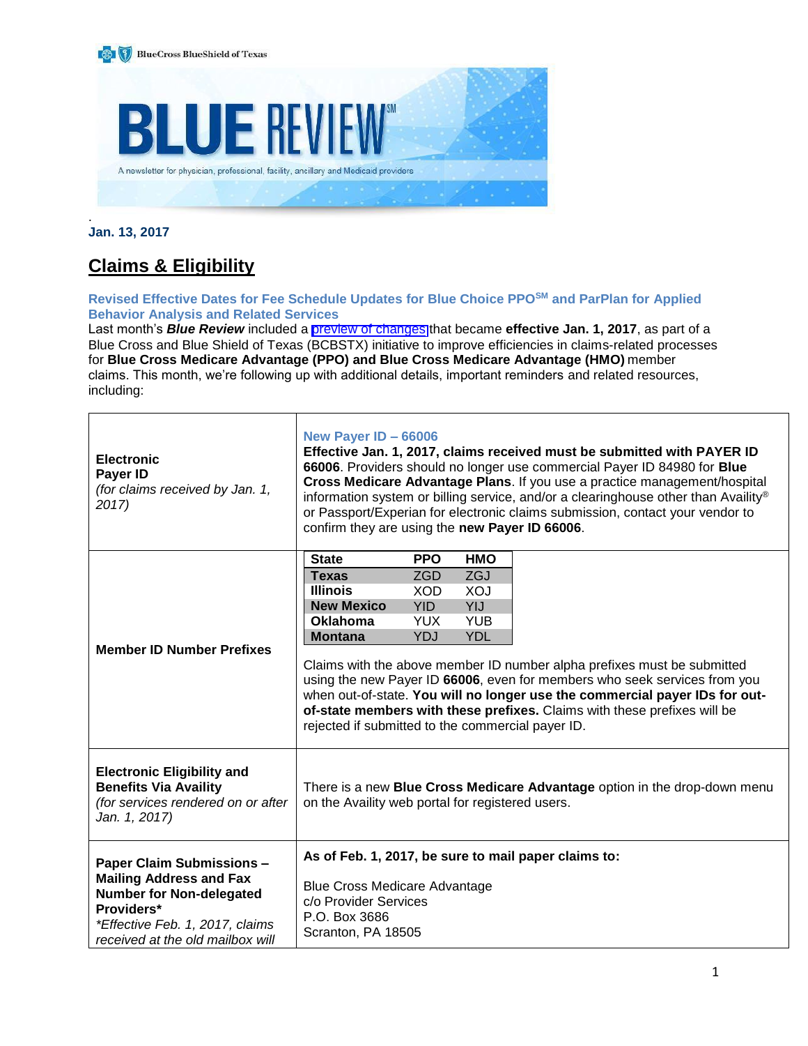BlueCross BlueShield of Texas

# BLUE REVIEW℠

A newsletter for physician, professional, facility, ancillary and Medicaid providers

.
**Jan. 13, 2017**

## Claims & Eligibility

### Revised Effective Dates for Fee Schedule Updates for Blue Choice PPO℠ and ParPlan for Applied Behavior Analysis and Related Services

Last month's ***Blue Review*** included a [preview of changes] that became **effective Jan. 1, 2017**, as part of a Blue Cross and Blue Shield of Texas (BCBSTX) initiative to improve efficiencies in claims-related processes for **Blue Cross Medicare Advantage (PPO) and Blue Cross Medicare Advantage (HMO)** member claims. This month, we're following up with additional details, important reminders and related resources, including:

| | |
|---|---|
| **Electronic Payer ID** *(for claims received by Jan. 1, 2017)* | **New Payer ID – 66006** **Effective Jan. 1, 2017, claims received must be submitted with PAYER ID 66006**. Providers should no longer use commercial Payer ID 84980 for **Blue Cross Medicare Advantage Plans**. If you use a practice management/hospital information system or billing service, and/or a clearinghouse other than Availity® or Passport/Experian for electronic claims submission, contact your vendor to confirm they are using the **new Payer ID 66006**. |
| **Member ID Number Prefixes** | **State** / **PPO** / **HMO**: **Texas** – ZGD – ZGJ; **Illinois** – XOD – XOJ; **New Mexico** – YID – YIJ; **Oklahoma** – YUX – YUB; **Montana** – YDJ – YDL. Claims with the above member ID number alpha prefixes must be submitted using the new Payer ID **66006**, even for members who seek services from you when out-of-state. **You will no longer use the commercial payer IDs for out-of-state members with these prefixes.** Claims with these prefixes will be rejected if submitted to the commercial payer ID. |
| **Electronic Eligibility and Benefits Via Availity** *(for services rendered on or after Jan. 1, 2017)* | There is a new **Blue Cross Medicare Advantage** option in the drop-down menu on the Availity web portal for registered users. |
| **Paper Claim Submissions – Mailing Address and Fax Number for Non-delegated Providers*** *\*Effective Feb. 1, 2017, claims received at the old mailbox will* | **As of Feb. 1, 2017, be sure to mail paper claims to:** Blue Cross Medicare Advantage c/o Provider Services P.O. Box 3686 Scranton, PA 18505 |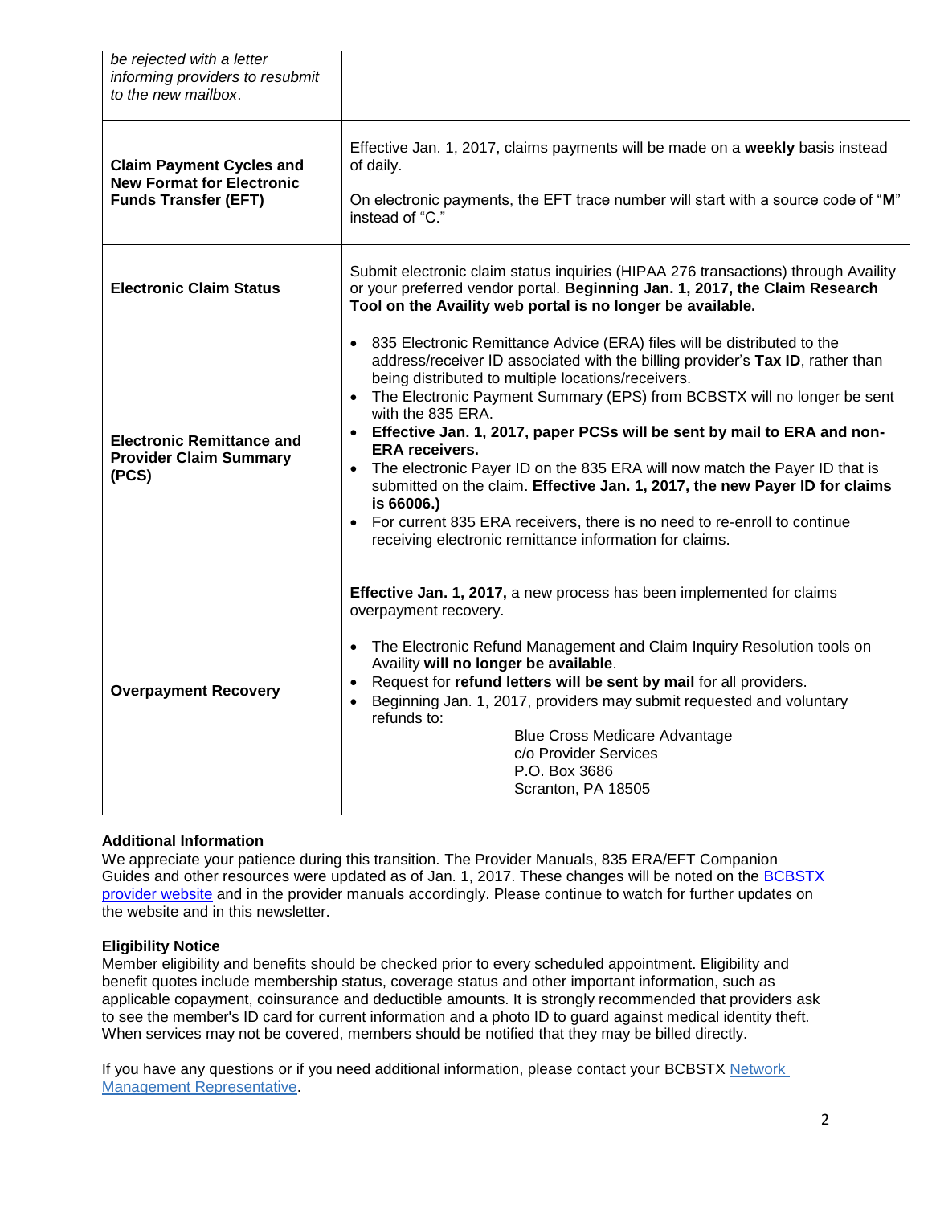| | |
|---|---|
| *be rejected with a letter informing providers to resubmit to the new mailbox*. | |
| **Claim Payment Cycles and New Format for Electronic Funds Transfer (EFT)** | Effective Jan. 1, 2017, claims payments will be made on a **weekly** basis instead of daily.<br><br>On electronic payments, the EFT trace number will start with a source code of "**M**" instead of "C." |
| **Electronic Claim Status** | Submit electronic claim status inquiries (HIPAA 276 transactions) through Availity or your preferred vendor portal. **Beginning Jan. 1, 2017, the Claim Research Tool on the Availity web portal is no longer be available.** |
| **Electronic Remittance and Provider Claim Summary (PCS)** | • 835 Electronic Remittance Advice (ERA) files will be distributed to the address/receiver ID associated with the billing provider's **Tax ID**, rather than being distributed to multiple locations/receivers.<br>• The Electronic Payment Summary (EPS) from BCBSTX will no longer be sent with the 835 ERA.<br>• **Effective Jan. 1, 2017, paper PCSs will be sent by mail to ERA and non-ERA receivers.**<br>• The electronic Payer ID on the 835 ERA will now match the Payer ID that is submitted on the claim. **Effective Jan. 1, 2017, the new Payer ID for claims is 66006.)**<br>• For current 835 ERA receivers, there is no need to re-enroll to continue receiving electronic remittance information for claims. |
| **Overpayment Recovery** | **Effective Jan. 1, 2017,** a new process has been implemented for claims overpayment recovery.<br><br>• The Electronic Refund Management and Claim Inquiry Resolution tools on Availity **will no longer be available**.<br>• Request for **refund letters will be sent by mail** for all providers.<br>• Beginning Jan. 1, 2017, providers may submit requested and voluntary refunds to:<br>Blue Cross Medicare Advantage<br>c/o Provider Services<br>P.O. Box 3686<br>Scranton, PA 18505 |

**Additional Information**

We appreciate your patience during this transition. The Provider Manuals, 835 ERA/EFT Companion Guides and other resources were updated as of Jan. 1, 2017. These changes will be noted on the BCBSTX provider website and in the provider manuals accordingly. Please continue to watch for further updates on the website and in this newsletter.

**Eligibility Notice**

Member eligibility and benefits should be checked prior to every scheduled appointment. Eligibility and benefit quotes include membership status, coverage status and other important information, such as applicable copayment, coinsurance and deductible amounts. It is strongly recommended that providers ask to see the member's ID card for current information and a photo ID to guard against medical identity theft. When services may not be covered, members should be notified that they may be billed directly.

If you have any questions or if you need additional information, please contact your BCBSTX Network Management Representative.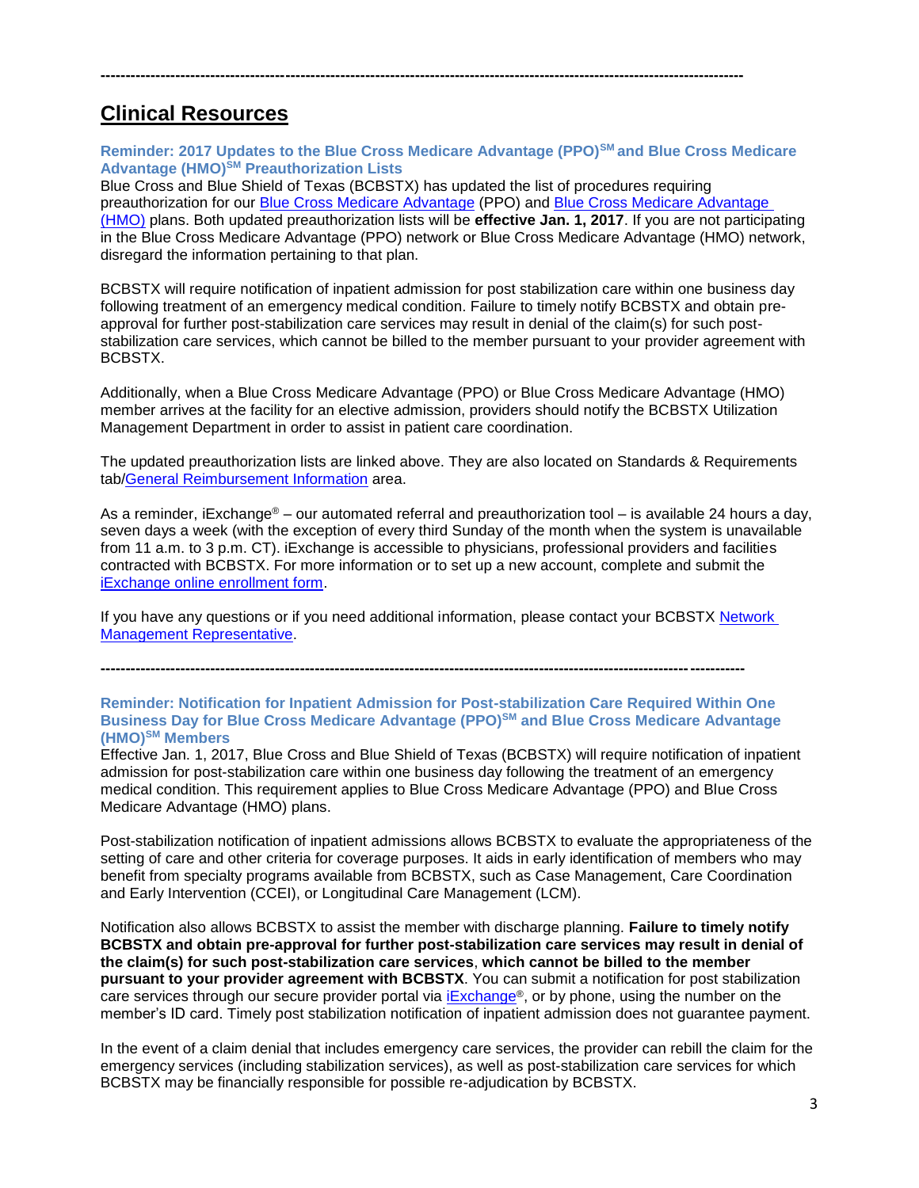---

## Clinical Resources

### Reminder: 2017 Updates to the Blue Cross Medicare Advantage (PPO)SM and Blue Cross Medicare Advantage (HMO)SM Preauthorization Lists

Blue Cross and Blue Shield of Texas (BCBSTX) has updated the list of procedures requiring preauthorization for our Blue Cross Medicare Advantage (PPO) and Blue Cross Medicare Advantage (HMO) plans. Both updated preauthorization lists will be **effective Jan. 1, 2017**. If you are not participating in the Blue Cross Medicare Advantage (PPO) network or Blue Cross Medicare Advantage (HMO) network, disregard the information pertaining to that plan.

BCBSTX will require notification of inpatient admission for post stabilization care within one business day following treatment of an emergency medical condition. Failure to timely notify BCBSTX and obtain pre-approval for further post-stabilization care services may result in denial of the claim(s) for such post-stabilization care services, which cannot be billed to the member pursuant to your provider agreement with BCBSTX.

Additionally, when a Blue Cross Medicare Advantage (PPO) or Blue Cross Medicare Advantage (HMO) member arrives at the facility for an elective admission, providers should notify the BCBSTX Utilization Management Department in order to assist in patient care coordination.

The updated preauthorization lists are linked above. They are also located on Standards & Requirements tab/General Reimbursement Information area.

As a reminder, iExchange® – our automated referral and preauthorization tool – is available 24 hours a day, seven days a week (with the exception of every third Sunday of the month when the system is unavailable from 11 a.m. to 3 p.m. CT). iExchange is accessible to physicians, professional providers and facilities contracted with BCBSTX. For more information or to set up a new account, complete and submit the iExchange online enrollment form.

If you have any questions or if you need additional information, please contact your BCBSTX Network Management Representative.

---

### Reminder: Notification for Inpatient Admission for Post-stabilization Care Required Within One Business Day for Blue Cross Medicare Advantage (PPO)SM and Blue Cross Medicare Advantage (HMO)SM Members

Effective Jan. 1, 2017, Blue Cross and Blue Shield of Texas (BCBSTX) will require notification of inpatient admission for post-stabilization care within one business day following the treatment of an emergency medical condition. This requirement applies to Blue Cross Medicare Advantage (PPO) and Blue Cross Medicare Advantage (HMO) plans.

Post-stabilization notification of inpatient admissions allows BCBSTX to evaluate the appropriateness of the setting of care and other criteria for coverage purposes. It aids in early identification of members who may benefit from specialty programs available from BCBSTX, such as Case Management, Care Coordination and Early Intervention (CCEI), or Longitudinal Care Management (LCM).

Notification also allows BCBSTX to assist the member with discharge planning. **Failure to timely notify BCBSTX and obtain pre-approval for further post-stabilization care services may result in denial of the claim(s) for such post-stabilization care services**, **which cannot be billed to the member pursuant to your provider agreement with BCBSTX**. You can submit a notification for post stabilization care services through our secure provider portal via iExchange®, or by phone, using the number on the member's ID card. Timely post stabilization notification of inpatient admission does not guarantee payment.

In the event of a claim denial that includes emergency care services, the provider can rebill the claim for the emergency services (including stabilization services), as well as post-stabilization care services for which BCBSTX may be financially responsible for possible re-adjudication by BCBSTX.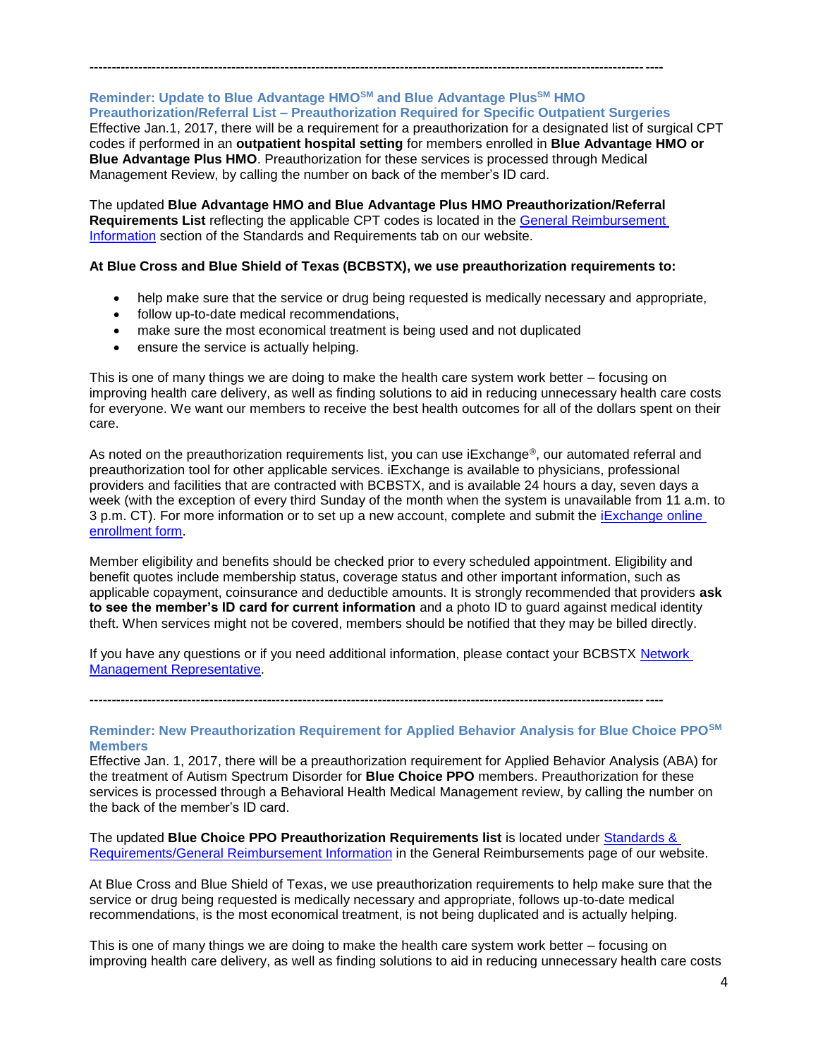---

### Reminder: Update to Blue Advantage HMO[SM] and Blue Advantage Plus[SM] HMO Preauthorization/Referral List – Preauthorization Required for Specific Outpatient Surgeries

Effective Jan.1, 2017, there will be a requirement for a preauthorization for a designated list of surgical CPT codes if performed in an **outpatient hospital setting** for members enrolled in **Blue Advantage HMO or Blue Advantage Plus HMO**. Preauthorization for these services is processed through Medical Management Review, by calling the number on back of the member's ID card.

The updated **Blue Advantage HMO and Blue Advantage Plus HMO Preauthorization/Referral Requirements List** reflecting the applicable CPT codes is located in the General Reimbursement Information section of the Standards and Requirements tab on our website.

**At Blue Cross and Blue Shield of Texas (BCBSTX), we use preauthorization requirements to:**

- help make sure that the service or drug being requested is medically necessary and appropriate,
- follow up-to-date medical recommendations,
- make sure the most economical treatment is being used and not duplicated
- ensure the service is actually helping.

This is one of many things we are doing to make the health care system work better – focusing on improving health care delivery, as well as finding solutions to aid in reducing unnecessary health care costs for everyone. We want our members to receive the best health outcomes for all of the dollars spent on their care.

As noted on the preauthorization requirements list, you can use iExchange®, our automated referral and preauthorization tool for other applicable services. iExchange is available to physicians, professional providers and facilities that are contracted with BCBSTX, and is available 24 hours a day, seven days a week (with the exception of every third Sunday of the month when the system is unavailable from 11 a.m. to 3 p.m. CT). For more information or to set up a new account, complete and submit the iExchange online enrollment form.

Member eligibility and benefits should be checked prior to every scheduled appointment. Eligibility and benefit quotes include membership status, coverage status and other important information, such as applicable copayment, coinsurance and deductible amounts. It is strongly recommended that providers **ask to see the member's ID card for current information** and a photo ID to guard against medical identity theft. When services might not be covered, members should be notified that they may be billed directly.

If you have any questions or if you need additional information, please contact your BCBSTX Network Management Representative.

---

### Reminder: New Preauthorization Requirement for Applied Behavior Analysis for Blue Choice PPO[SM] Members

Effective Jan. 1, 2017, there will be a preauthorization requirement for Applied Behavior Analysis (ABA) for the treatment of Autism Spectrum Disorder for **Blue Choice PPO** members. Preauthorization for these services is processed through a Behavioral Health Medical Management review, by calling the number on the back of the member's ID card.

The updated **Blue Choice PPO Preauthorization Requirements list** is located under Standards & Requirements/General Reimbursement Information in the General Reimbursements page of our website.

At Blue Cross and Blue Shield of Texas, we use preauthorization requirements to help make sure that the service or drug being requested is medically necessary and appropriate, follows up-to-date medical recommendations, is the most economical treatment, is not being duplicated and is actually helping.

This is one of many things we are doing to make the health care system work better – focusing on improving health care delivery, as well as finding solutions to aid in reducing unnecessary health care costs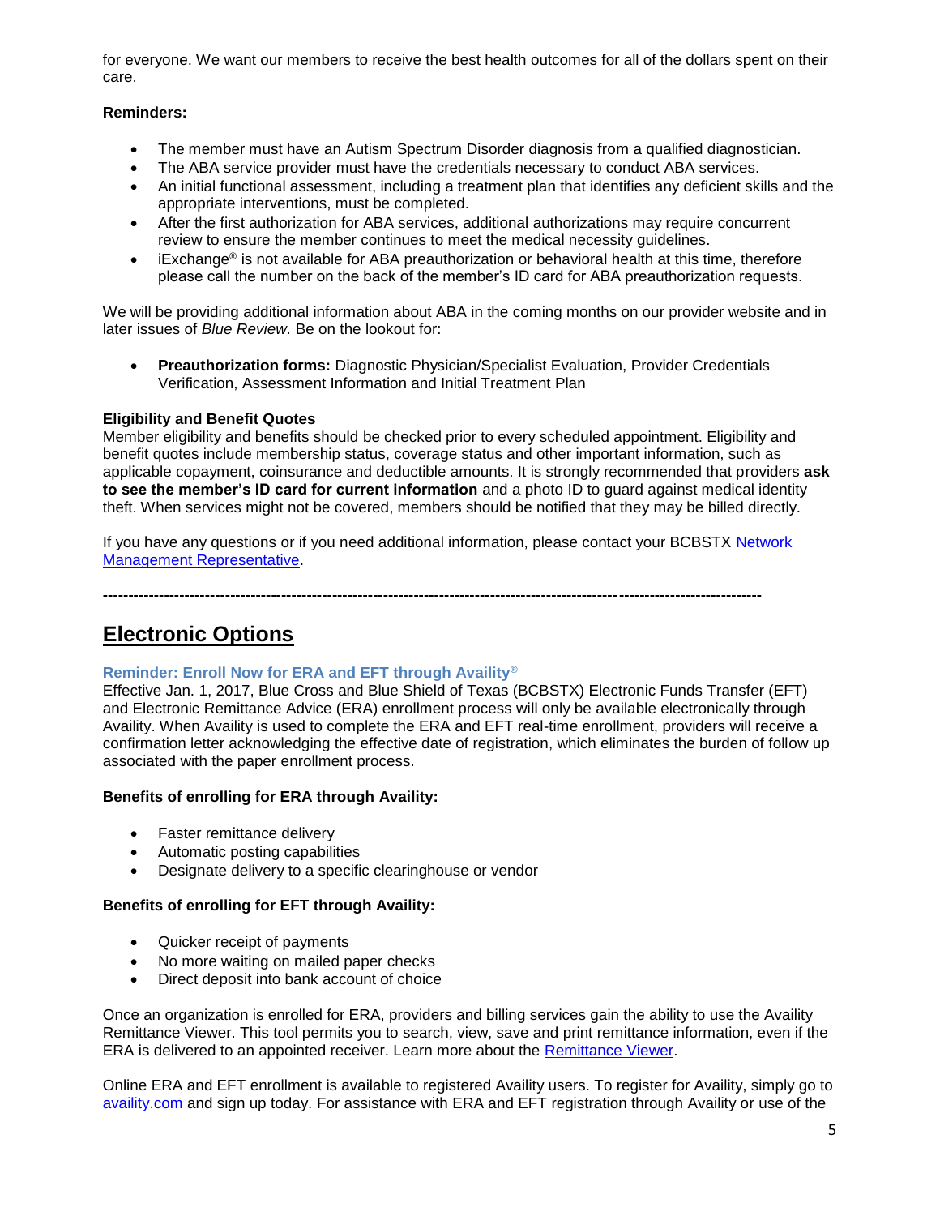for everyone. We want our members to receive the best health outcomes for all of the dollars spent on their care.

**Reminders:**

- The member must have an Autism Spectrum Disorder diagnosis from a qualified diagnostician.
- The ABA service provider must have the credentials necessary to conduct ABA services.
- An initial functional assessment, including a treatment plan that identifies any deficient skills and the appropriate interventions, must be completed.
- After the first authorization for ABA services, additional authorizations may require concurrent review to ensure the member continues to meet the medical necessity guidelines.
- iExchange® is not available for ABA preauthorization or behavioral health at this time, therefore please call the number on the back of the member's ID card for ABA preauthorization requests.

We will be providing additional information about ABA in the coming months on our provider website and in later issues of *Blue Review.* Be on the lookout for:

- **Preauthorization forms:** Diagnostic Physician/Specialist Evaluation, Provider Credentials Verification, Assessment Information and Initial Treatment Plan

**Eligibility and Benefit Quotes**

Member eligibility and benefits should be checked prior to every scheduled appointment. Eligibility and benefit quotes include membership status, coverage status and other important information, such as applicable copayment, coinsurance and deductible amounts. It is strongly recommended that providers **ask to see the member's ID card for current information** and a photo ID to guard against medical identity theft. When services might not be covered, members should be notified that they may be billed directly.

If you have any questions or if you need additional information, please contact your BCBSTX Network Management Representative.

---

## Electronic Options

### Reminder: Enroll Now for ERA and EFT through Availity®

Effective Jan. 1, 2017, Blue Cross and Blue Shield of Texas (BCBSTX) Electronic Funds Transfer (EFT) and Electronic Remittance Advice (ERA) enrollment process will only be available electronically through Availity. When Availity is used to complete the ERA and EFT real-time enrollment, providers will receive a confirmation letter acknowledging the effective date of registration, which eliminates the burden of follow up associated with the paper enrollment process.

**Benefits of enrolling for ERA through Availity:**

- Faster remittance delivery
- Automatic posting capabilities
- Designate delivery to a specific clearinghouse or vendor

**Benefits of enrolling for EFT through Availity:**

- Quicker receipt of payments
- No more waiting on mailed paper checks
- Direct deposit into bank account of choice

Once an organization is enrolled for ERA, providers and billing services gain the ability to use the Availity Remittance Viewer. This tool permits you to search, view, save and print remittance information, even if the ERA is delivered to an appointed receiver. Learn more about the Remittance Viewer.

Online ERA and EFT enrollment is available to registered Availity users. To register for Availity, simply go to availity.com and sign up today. For assistance with ERA and EFT registration through Availity or use of the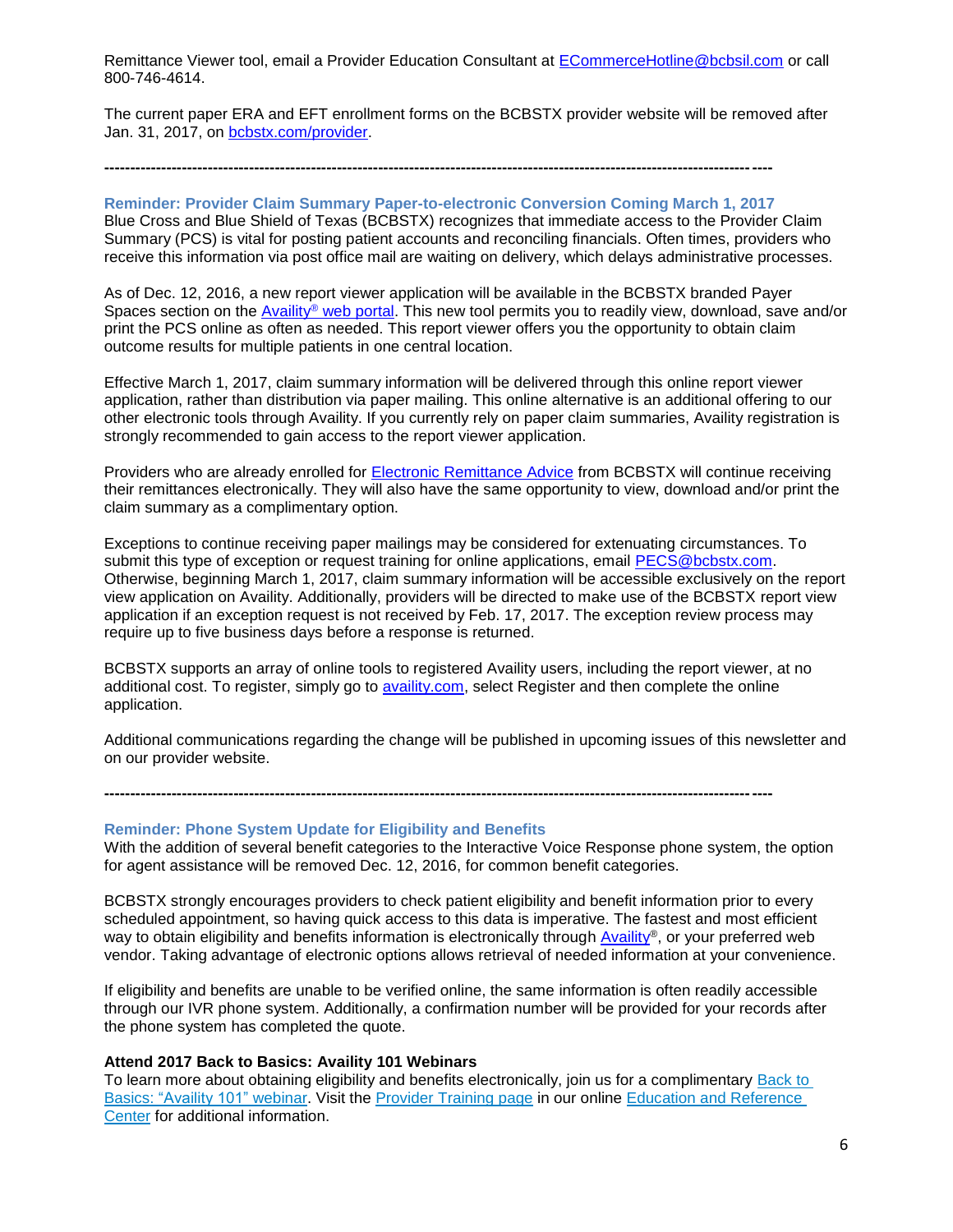Remittance Viewer tool, email a Provider Education Consultant at ECommerceHotline@bcbsil.com or call 800-746-4614.

The current paper ERA and EFT enrollment forms on the BCBSTX provider website will be removed after Jan. 31, 2017, on bcbstx.com/provider.

---

### Reminder: Provider Claim Summary Paper-to-electronic Conversion Coming March 1, 2017

Blue Cross and Blue Shield of Texas (BCBSTX) recognizes that immediate access to the Provider Claim Summary (PCS) is vital for posting patient accounts and reconciling financials. Often times, providers who receive this information via post office mail are waiting on delivery, which delays administrative processes.

As of Dec. 12, 2016, a new report viewer application will be available in the BCBSTX branded Payer Spaces section on the Availity® web portal. This new tool permits you to readily view, download, save and/or print the PCS online as often as needed. This report viewer offers you the opportunity to obtain claim outcome results for multiple patients in one central location.

Effective March 1, 2017, claim summary information will be delivered through this online report viewer application, rather than distribution via paper mailing. This online alternative is an additional offering to our other electronic tools through Availity. If you currently rely on paper claim summaries, Availity registration is strongly recommended to gain access to the report viewer application.

Providers who are already enrolled for Electronic Remittance Advice from BCBSTX will continue receiving their remittances electronically. They will also have the same opportunity to view, download and/or print the claim summary as a complimentary option.

Exceptions to continue receiving paper mailings may be considered for extenuating circumstances. To submit this type of exception or request training for online applications, email PECS@bcbstx.com. Otherwise, beginning March 1, 2017, claim summary information will be accessible exclusively on the report view application on Availity. Additionally, providers will be directed to make use of the BCBSTX report view application if an exception request is not received by Feb. 17, 2017. The exception review process may require up to five business days before a response is returned.

BCBSTX supports an array of online tools to registered Availity users, including the report viewer, at no additional cost. To register, simply go to availity.com, select Register and then complete the online application.

Additional communications regarding the change will be published in upcoming issues of this newsletter and on our provider website.

---

### Reminder: Phone System Update for Eligibility and Benefits

With the addition of several benefit categories to the Interactive Voice Response phone system, the option for agent assistance will be removed Dec. 12, 2016, for common benefit categories.

BCBSTX strongly encourages providers to check patient eligibility and benefit information prior to every scheduled appointment, so having quick access to this data is imperative. The fastest and most efficient way to obtain eligibility and benefits information is electronically through Availity®, or your preferred web vendor. Taking advantage of electronic options allows retrieval of needed information at your convenience.

If eligibility and benefits are unable to be verified online, the same information is often readily accessible through our IVR phone system. Additionally, a confirmation number will be provided for your records after the phone system has completed the quote.

**Attend 2017 Back to Basics: Availity 101 Webinars**

To learn more about obtaining eligibility and benefits electronically, join us for a complimentary Back to Basics: "Availity 101" webinar. Visit the Provider Training page in our online Education and Reference Center for additional information.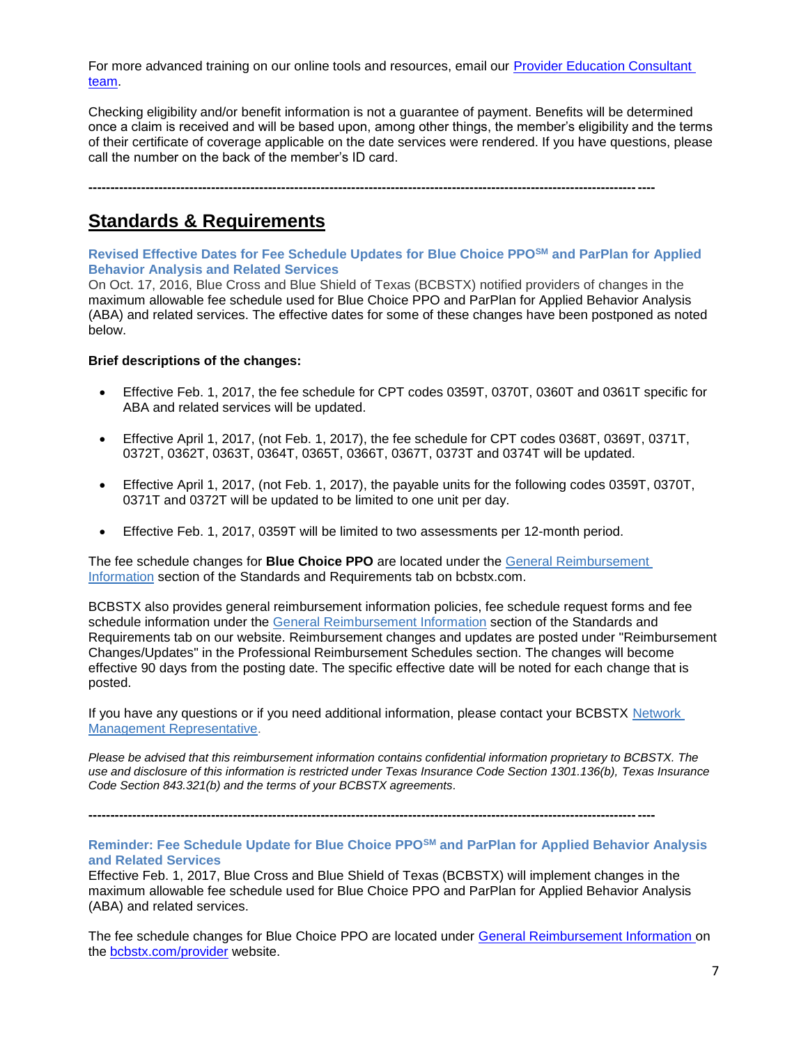For more advanced training on our online tools and resources, email our [Provider Education Consultant team](#).

Checking eligibility and/or benefit information is not a guarantee of payment. Benefits will be determined once a claim is received and will be based upon, among other things, the member's eligibility and the terms of their certificate of coverage applicable on the date services were rendered. If you have questions, please call the number on the back of the member's ID card.

---

## Standards & Requirements

### Revised Effective Dates for Fee Schedule Updates for Blue Choice PPO℠ and ParPlan for Applied Behavior Analysis and Related Services

On Oct. 17, 2016, Blue Cross and Blue Shield of Texas (BCBSTX) notified providers of changes in the maximum allowable fee schedule used for Blue Choice PPO and ParPlan for Applied Behavior Analysis (ABA) and related services. The effective dates for some of these changes have been postponed as noted below.

**Brief descriptions of the changes:**

- Effective Feb. 1, 2017, the fee schedule for CPT codes 0359T, 0370T, 0360T and 0361T specific for ABA and related services will be updated.
- Effective April 1, 2017, (not Feb. 1, 2017), the fee schedule for CPT codes 0368T, 0369T, 0371T, 0372T, 0362T, 0363T, 0364T, 0365T, 0366T, 0367T, 0373T and 0374T will be updated.
- Effective April 1, 2017, (not Feb. 1, 2017), the payable units for the following codes 0359T, 0370T, 0371T and 0372T will be updated to be limited to one unit per day.
- Effective Feb. 1, 2017, 0359T will be limited to two assessments per 12-month period.

The fee schedule changes for **Blue Choice PPO** are located under the [General Reimbursement Information](#) section of the Standards and Requirements tab on bcbstx.com.

BCBSTX also provides general reimbursement information policies, fee schedule request forms and fee schedule information under the [General Reimbursement Information](#) section of the Standards and Requirements tab on our website. Reimbursement changes and updates are posted under "Reimbursement Changes/Updates" in the Professional Reimbursement Schedules section. The changes will become effective 90 days from the posting date. The specific effective date will be noted for each change that is posted.

If you have any questions or if you need additional information, please contact your BCBSTX [Network Management Representative](#).

*Please be advised that this reimbursement information contains confidential information proprietary to BCBSTX. The use and disclosure of this information is restricted under Texas Insurance Code Section 1301.136(b), Texas Insurance Code Section 843.321(b) and the terms of your BCBSTX agreements.*

---

### Reminder: Fee Schedule Update for Blue Choice PPO℠ and ParPlan for Applied Behavior Analysis and Related Services

Effective Feb. 1, 2017, Blue Cross and Blue Shield of Texas (BCBSTX) will implement changes in the maximum allowable fee schedule used for Blue Choice PPO and ParPlan for Applied Behavior Analysis (ABA) and related services.

The fee schedule changes for Blue Choice PPO are located under [General Reimbursement Information](#) on the [bcbstx.com/provider](#) website.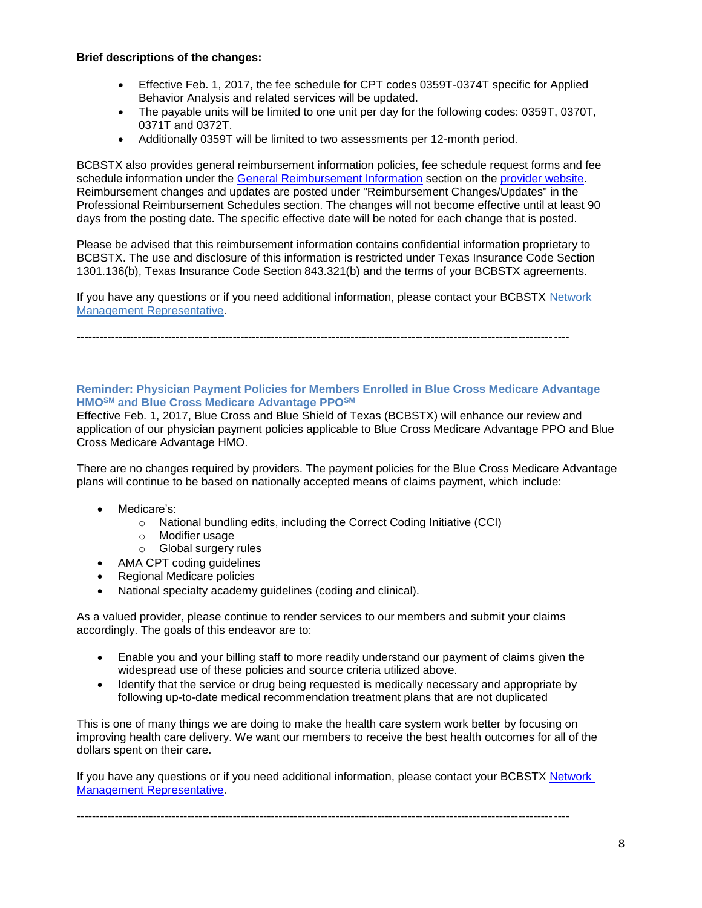**Brief descriptions of the changes:**

- Effective Feb. 1, 2017, the fee schedule for CPT codes 0359T-0374T specific for Applied Behavior Analysis and related services will be updated.
- The payable units will be limited to one unit per day for the following codes: 0359T, 0370T, 0371T and 0372T.
- Additionally 0359T will be limited to two assessments per 12-month period.

BCBSTX also provides general reimbursement information policies, fee schedule request forms and fee schedule information under the General Reimbursement Information section on the provider website. Reimbursement changes and updates are posted under "Reimbursement Changes/Updates" in the Professional Reimbursement Schedules section. The changes will not become effective until at least 90 days from the posting date. The specific effective date will be noted for each change that is posted.

Please be advised that this reimbursement information contains confidential information proprietary to BCBSTX. The use and disclosure of this information is restricted under Texas Insurance Code Section 1301.136(b), Texas Insurance Code Section 843.321(b) and the terms of your BCBSTX agreements.

If you have any questions or if you need additional information, please contact your BCBSTX Network Management Representative.

---

## Reminder: Physician Payment Policies for Members Enrolled in Blue Cross Medicare Advantage HMO[SM] and Blue Cross Medicare Advantage PPO[SM]

Effective Feb. 1, 2017, Blue Cross and Blue Shield of Texas (BCBSTX) will enhance our review and application of our physician payment policies applicable to Blue Cross Medicare Advantage PPO and Blue Cross Medicare Advantage HMO.

There are no changes required by providers. The payment policies for the Blue Cross Medicare Advantage plans will continue to be based on nationally accepted means of claims payment, which include:

- Medicare's:
  - National bundling edits, including the Correct Coding Initiative (CCI)
  - Modifier usage
  - Global surgery rules
- AMA CPT coding guidelines
- Regional Medicare policies
- National specialty academy guidelines (coding and clinical).

As a valued provider, please continue to render services to our members and submit your claims accordingly. The goals of this endeavor are to:

- Enable you and your billing staff to more readily understand our payment of claims given the widespread use of these policies and source criteria utilized above.
- Identify that the service or drug being requested is medically necessary and appropriate by following up-to-date medical recommendation treatment plans that are not duplicated

This is one of many things we are doing to make the health care system work better by focusing on improving health care delivery. We want our members to receive the best health outcomes for all of the dollars spent on their care.

If you have any questions or if you need additional information, please contact your BCBSTX Network Management Representative.

---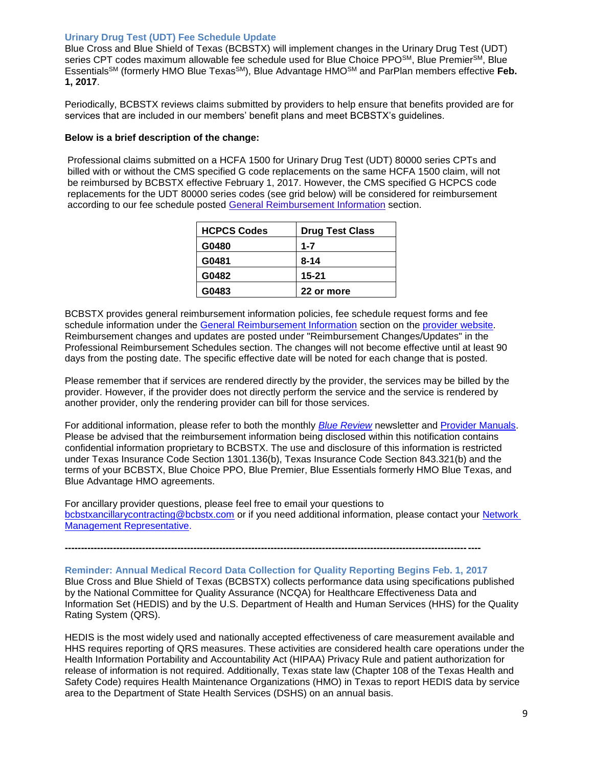## Urinary Drug Test (UDT) Fee Schedule Update

Blue Cross and Blue Shield of Texas (BCBSTX) will implement changes in the Urinary Drug Test (UDT) series CPT codes maximum allowable fee schedule used for Blue Choice PPO[SM], Blue Premier[SM], Blue Essentials[SM] (formerly HMO Blue Texas[SM]), Blue Advantage HMO[SM] and ParPlan members effective **Feb. 1, 2017**.

Periodically, BCBSTX reviews claims submitted by providers to help ensure that benefits provided are for services that are included in our members' benefit plans and meet BCBSTX's guidelines.

**Below is a brief description of the change:**

Professional claims submitted on a HCFA 1500 for Urinary Drug Test (UDT) 80000 series CPTs and billed with or without the CMS specified G code replacements on the same HCFA 1500 claim, will not be reimbursed by BCBSTX effective February 1, 2017. However, the CMS specified G HCPCS code replacements for the UDT 80000 series codes (see grid below) will be considered for reimbursement according to our fee schedule posted General Reimbursement Information section.

| HCPCS Codes | Drug Test Class |
|---|---|
| G0480 | 1-7 |
| G0481 | 8-14 |
| G0482 | 15-21 |
| G0483 | 22 or more |

BCBSTX provides general reimbursement information policies, fee schedule request forms and fee schedule information under the General Reimbursement Information section on the provider website. Reimbursement changes and updates are posted under "Reimbursement Changes/Updates" in the Professional Reimbursement Schedules section. The changes will not become effective until at least 90 days from the posting date. The specific effective date will be noted for each change that is posted.

Please remember that if services are rendered directly by the provider, the services may be billed by the provider. However, if the provider does not directly perform the service and the service is rendered by another provider, only the rendering provider can bill for those services.

For additional information, please refer to both the monthly *Blue Review* newsletter and Provider Manuals. Please be advised that the reimbursement information being disclosed within this notification contains confidential information proprietary to BCBSTX. The use and disclosure of this information is restricted under Texas Insurance Code Section 1301.136(b), Texas Insurance Code Section 843.321(b) and the terms of your BCBSTX, Blue Choice PPO, Blue Premier, Blue Essentials formerly HMO Blue Texas, and Blue Advantage HMO agreements.

For ancillary provider questions, please feel free to email your questions to bcbstxancillarycontracting@bcbstx.com or if you need additional information, please contact your Network Management Representative.

---

## Reminder: Annual Medical Record Data Collection for Quality Reporting Begins Feb. 1, 2017

Blue Cross and Blue Shield of Texas (BCBSTX) collects performance data using specifications published by the National Committee for Quality Assurance (NCQA) for Healthcare Effectiveness Data and Information Set (HEDIS) and by the U.S. Department of Health and Human Services (HHS) for the Quality Rating System (QRS).

HEDIS is the most widely used and nationally accepted effectiveness of care measurement available and HHS requires reporting of QRS measures. These activities are considered health care operations under the Health Information Portability and Accountability Act (HIPAA) Privacy Rule and patient authorization for release of information is not required. Additionally, Texas state law (Chapter 108 of the Texas Health and Safety Code) requires Health Maintenance Organizations (HMO) in Texas to report HEDIS data by service area to the Department of State Health Services (DSHS) on an annual basis.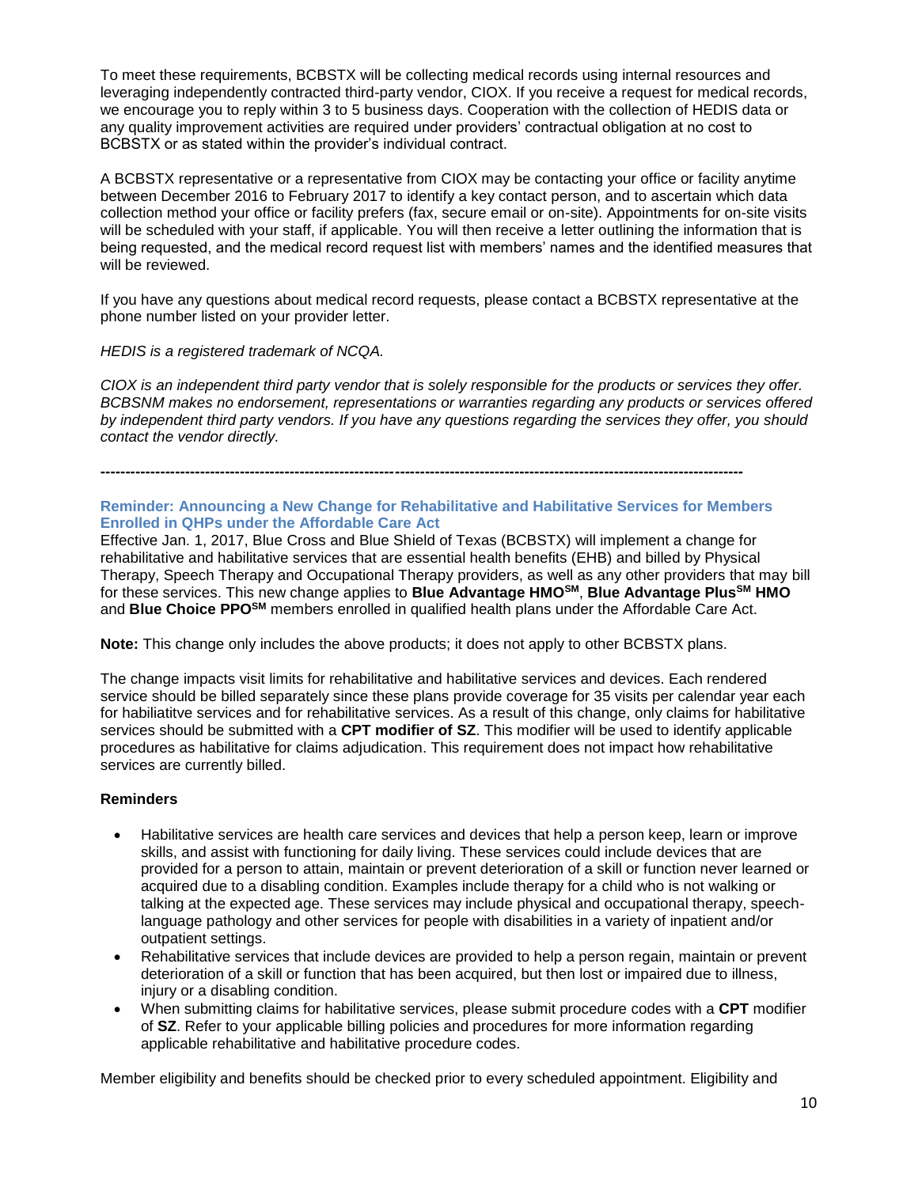To meet these requirements, BCBSTX will be collecting medical records using internal resources and leveraging independently contracted third-party vendor, CIOX. If you receive a request for medical records, we encourage you to reply within 3 to 5 business days. Cooperation with the collection of HEDIS data or any quality improvement activities are required under providers' contractual obligation at no cost to BCBSTX or as stated within the provider's individual contract.

A BCBSTX representative or a representative from CIOX may be contacting your office or facility anytime between December 2016 to February 2017 to identify a key contact person, and to ascertain which data collection method your office or facility prefers (fax, secure email or on-site). Appointments for on-site visits will be scheduled with your staff, if applicable. You will then receive a letter outlining the information that is being requested, and the medical record request list with members' names and the identified measures that will be reviewed.

If you have any questions about medical record requests, please contact a BCBSTX representative at the phone number listed on your provider letter.

*HEDIS is a registered trademark of NCQA.*

*CIOX is an independent third party vendor that is solely responsible for the products or services they offer. BCBSNM makes no endorsement, representations or warranties regarding any products or services offered by independent third party vendors. If you have any questions regarding the services they offer, you should contact the vendor directly.*

---

### Reminder: Announcing a New Change for Rehabilitative and Habilitative Services for Members Enrolled in QHPs under the Affordable Care Act

Effective Jan. 1, 2017, Blue Cross and Blue Shield of Texas (BCBSTX) will implement a change for rehabilitative and habilitative services that are essential health benefits (EHB) and billed by Physical Therapy, Speech Therapy and Occupational Therapy providers, as well as any other providers that may bill for these services. This new change applies to **Blue Advantage HMO℠**, **Blue Advantage Plus℠ HMO** and **Blue Choice PPO℠** members enrolled in qualified health plans under the Affordable Care Act.

**Note:** This change only includes the above products; it does not apply to other BCBSTX plans.

The change impacts visit limits for rehabilitative and habilitative services and devices. Each rendered service should be billed separately since these plans provide coverage for 35 visits per calendar year each for habiliatitve services and for rehabilitative services. As a result of this change, only claims for habilitative services should be submitted with a **CPT modifier of SZ**. This modifier will be used to identify applicable procedures as habilitative for claims adjudication. This requirement does not impact how rehabilitative services are currently billed.

**Reminders**

- Habilitative services are health care services and devices that help a person keep, learn or improve skills, and assist with functioning for daily living. These services could include devices that are provided for a person to attain, maintain or prevent deterioration of a skill or function never learned or acquired due to a disabling condition. Examples include therapy for a child who is not walking or talking at the expected age. These services may include physical and occupational therapy, speech-language pathology and other services for people with disabilities in a variety of inpatient and/or outpatient settings.
- Rehabilitative services that include devices are provided to help a person regain, maintain or prevent deterioration of a skill or function that has been acquired, but then lost or impaired due to illness, injury or a disabling condition.
- When submitting claims for habilitative services, please submit procedure codes with a **CPT** modifier of **SZ**. Refer to your applicable billing policies and procedures for more information regarding applicable rehabilitative and habilitative procedure codes.

Member eligibility and benefits should be checked prior to every scheduled appointment. Eligibility and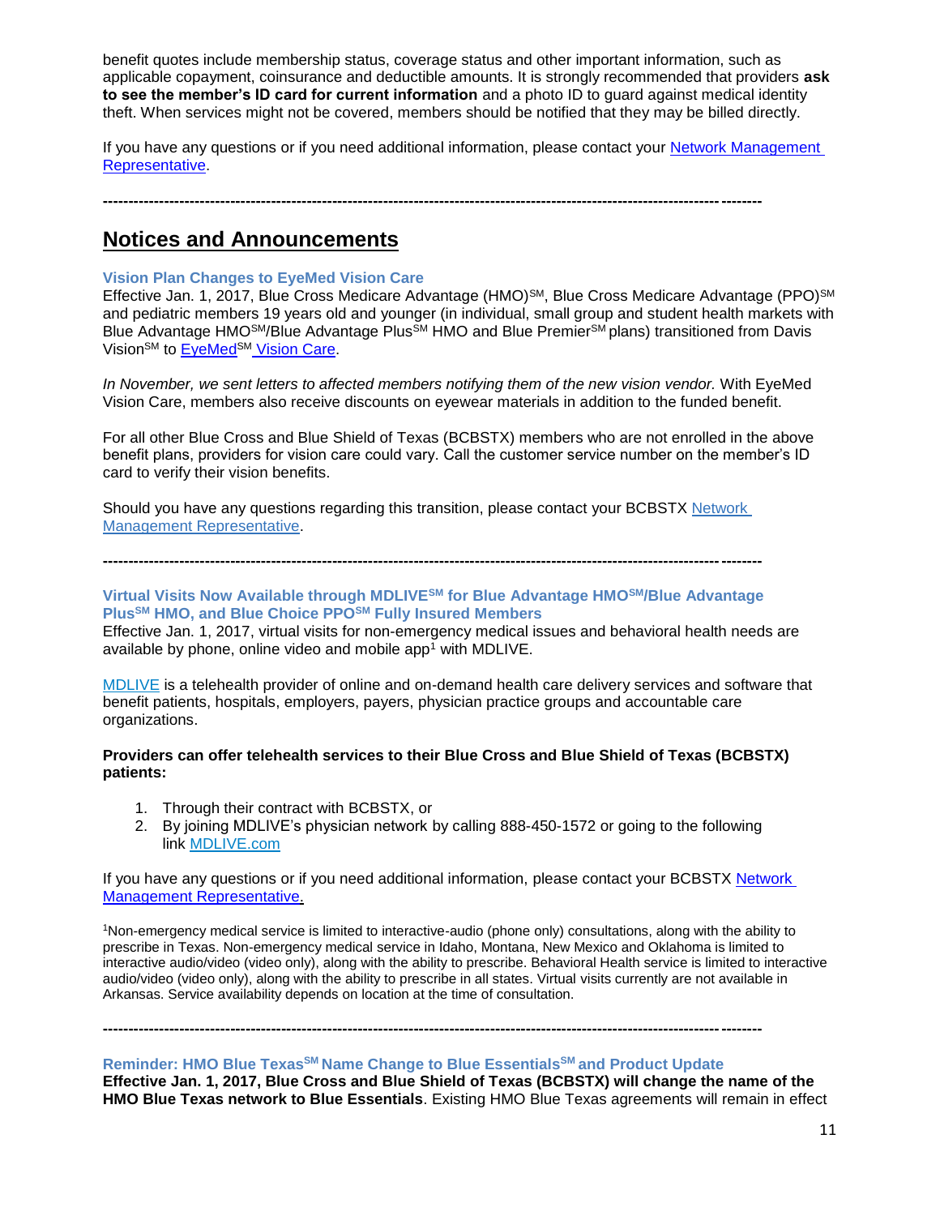benefit quotes include membership status, coverage status and other important information, such as applicable copayment, coinsurance and deductible amounts. It is strongly recommended that providers **ask to see the member's ID card for current information** and a photo ID to guard against medical identity theft. When services might not be covered, members should be notified that they may be billed directly.

If you have any questions or if you need additional information, please contact your Network Management Representative.

---

## Notices and Announcements

### Vision Plan Changes to EyeMed Vision Care

Effective Jan. 1, 2017, Blue Cross Medicare Advantage (HMO)SM, Blue Cross Medicare Advantage (PPO)SM and pediatric members 19 years old and younger (in individual, small group and student health markets with Blue Advantage HMOSM/Blue Advantage PlusSM HMO and Blue PremierSM plans) transitioned from Davis VisionSM to EyeMedSM Vision Care.

*In November, we sent letters to affected members notifying them of the new vision vendor.* With EyeMed Vision Care, members also receive discounts on eyewear materials in addition to the funded benefit.

For all other Blue Cross and Blue Shield of Texas (BCBSTX) members who are not enrolled in the above benefit plans, providers for vision care could vary. Call the customer service number on the member's ID card to verify their vision benefits.

Should you have any questions regarding this transition, please contact your BCBSTX Network Management Representative.

---

### Virtual Visits Now Available through MDLIVESM for Blue Advantage HMOSM/Blue Advantage PlusSM HMO, and Blue Choice PPOSM Fully Insured Members

Effective Jan. 1, 2017, virtual visits for non-emergency medical issues and behavioral health needs are available by phone, online video and mobile app[1] with MDLIVE.

MDLIVE is a telehealth provider of online and on-demand health care delivery services and software that benefit patients, hospitals, employers, payers, physician practice groups and accountable care organizations.

**Providers can offer telehealth services to their Blue Cross and Blue Shield of Texas (BCBSTX) patients:**

1. Through their contract with BCBSTX, or
2. By joining MDLIVE's physician network by calling 888-450-1572 or going to the following link MDLIVE.com

If you have any questions or if you need additional information, please contact your BCBSTX Network Management Representative.

[1]Non-emergency medical service is limited to interactive-audio (phone only) consultations, along with the ability to prescribe in Texas. Non-emergency medical service in Idaho, Montana, New Mexico and Oklahoma is limited to interactive audio/video (video only), along with the ability to prescribe. Behavioral Health service is limited to interactive audio/video (video only), along with the ability to prescribe in all states. Virtual visits currently are not available in Arkansas. Service availability depends on location at the time of consultation.

---

### Reminder: HMO Blue TexasSM Name Change to Blue EssentialsSM and Product Update

**Effective Jan. 1, 2017, Blue Cross and Blue Shield of Texas (BCBSTX) will change the name of the HMO Blue Texas network to Blue Essentials**. Existing HMO Blue Texas agreements will remain in effect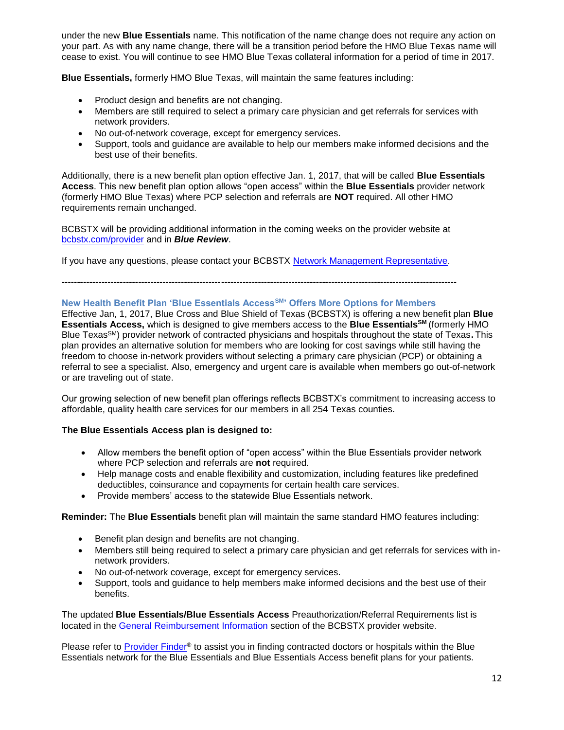under the new **Blue Essentials** name. This notification of the name change does not require any action on your part. As with any name change, there will be a transition period before the HMO Blue Texas name will cease to exist. You will continue to see HMO Blue Texas collateral information for a period of time in 2017.

**Blue Essentials,** formerly HMO Blue Texas, will maintain the same features including:

- Product design and benefits are not changing.
- Members are still required to select a primary care physician and get referrals for services with network providers.
- No out-of-network coverage, except for emergency services.
- Support, tools and guidance are available to help our members make informed decisions and the best use of their benefits.

Additionally, there is a new benefit plan option effective Jan. 1, 2017, that will be called **Blue Essentials Access**. This new benefit plan option allows "open access" within the **Blue Essentials** provider network (formerly HMO Blue Texas) where PCP selection and referrals are **NOT** required. All other HMO requirements remain unchanged.

BCBSTX will be providing additional information in the coming weeks on the provider website at bcbstx.com/provider and in ***Blue Review***.

If you have any questions, please contact your BCBSTX Network Management Representative.

**-----------------------------------------------------------------------------------------------------------------------------**

### New Health Benefit Plan 'Blue Essentials Access[SM]' Offers More Options for Members

Effective Jan, 1, 2017, Blue Cross and Blue Shield of Texas (BCBSTX) is offering a new benefit plan **Blue Essentials Access,** which is designed to give members access to the **Blue Essentials[SM]** (formerly HMO Blue Texas[SM]) provider network of contracted physicians and hospitals throughout the state of Texas**.** This plan provides an alternative solution for members who are looking for cost savings while still having the freedom to choose in-network providers without selecting a primary care physician (PCP) or obtaining a referral to see a specialist. Also, emergency and urgent care is available when members go out-of-network or are traveling out of state.

Our growing selection of new benefit plan offerings reflects BCBSTX's commitment to increasing access to affordable, quality health care services for our members in all 254 Texas counties.

**The Blue Essentials Access plan is designed to:**

- Allow members the benefit option of "open access" within the Blue Essentials provider network where PCP selection and referrals are **not** required.
- Help manage costs and enable flexibility and customization, including features like predefined deductibles, coinsurance and copayments for certain health care services.
- Provide members' access to the statewide Blue Essentials network.

**Reminder:** The **Blue Essentials** benefit plan will maintain the same standard HMO features including:

- Benefit plan design and benefits are not changing.
- Members still being required to select a primary care physician and get referrals for services with in-network providers.
- No out-of-network coverage, except for emergency services.
- Support, tools and guidance to help members make informed decisions and the best use of their benefits.

The updated **Blue Essentials/Blue Essentials Access** Preauthorization/Referral Requirements list is located in the General Reimbursement Information section of the BCBSTX provider website.

Please refer to Provider Finder® to assist you in finding contracted doctors or hospitals within the Blue Essentials network for the Blue Essentials and Blue Essentials Access benefit plans for your patients.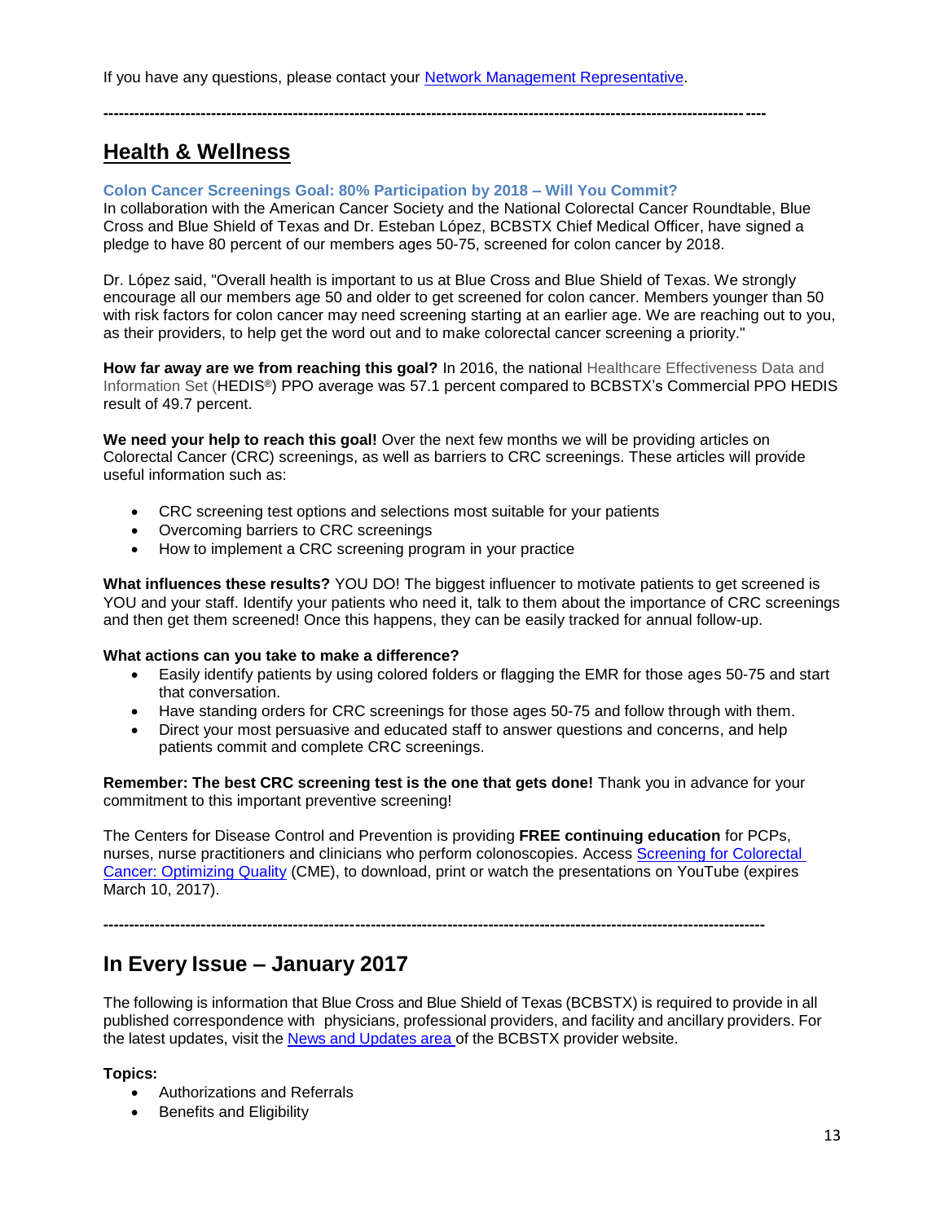If you have any questions, please contact your [Network Management Representative](#).

---

## Health & Wellness

**Colon Cancer Screenings Goal: 80% Participation by 2018 – Will You Commit?**

In collaboration with the American Cancer Society and the National Colorectal Cancer Roundtable, Blue Cross and Blue Shield of Texas and Dr. Esteban López, BCBSTX Chief Medical Officer, have signed a pledge to have 80 percent of our members ages 50-75, screened for colon cancer by 2018.

Dr. López said, "Overall health is important to us at Blue Cross and Blue Shield of Texas. We strongly encourage all our members age 50 and older to get screened for colon cancer. Members younger than 50 with risk factors for colon cancer may need screening starting at an earlier age. We are reaching out to you, as their providers, to help get the word out and to make colorectal cancer screening a priority."

**How far away are we from reaching this goal?** In 2016, the national Healthcare Effectiveness Data and Information Set (HEDIS®) PPO average was 57.1 percent compared to BCBSTX's Commercial PPO HEDIS result of 49.7 percent.

**We need your help to reach this goal!** Over the next few months we will be providing articles on Colorectal Cancer (CRC) screenings, as well as barriers to CRC screenings. These articles will provide useful information such as:

- CRC screening test options and selections most suitable for your patients
- Overcoming barriers to CRC screenings
- How to implement a CRC screening program in your practice

**What influences these results?** YOU DO! The biggest influencer to motivate patients to get screened is YOU and your staff. Identify your patients who need it, talk to them about the importance of CRC screenings and then get them screened! Once this happens, they can be easily tracked for annual follow-up.

**What actions can you take to make a difference?**

- Easily identify patients by using colored folders or flagging the EMR for those ages 50-75 and start that conversation.
- Have standing orders for CRC screenings for those ages 50-75 and follow through with them.
- Direct your most persuasive and educated staff to answer questions and concerns, and help patients commit and complete CRC screenings.

**Remember: The best CRC screening test is the one that gets done!** Thank you in advance for your commitment to this important preventive screening!

The Centers for Disease Control and Prevention is providing **FREE continuing education** for PCPs, nurses, nurse practitioners and clinicians who perform colonoscopies. Access [Screening for Colorectal Cancer: Optimizing Quality](#) (CME), to download, print or watch the presentations on YouTube (expires March 10, 2017).

---

## In Every Issue – January 2017

The following is information that Blue Cross and Blue Shield of Texas (BCBSTX) is required to provide in all published correspondence with physicians, professional providers, and facility and ancillary providers. For the latest updates, visit the [News and Updates area](#) of the BCBSTX provider website.

**Topics:**

- Authorizations and Referrals
- Benefits and Eligibility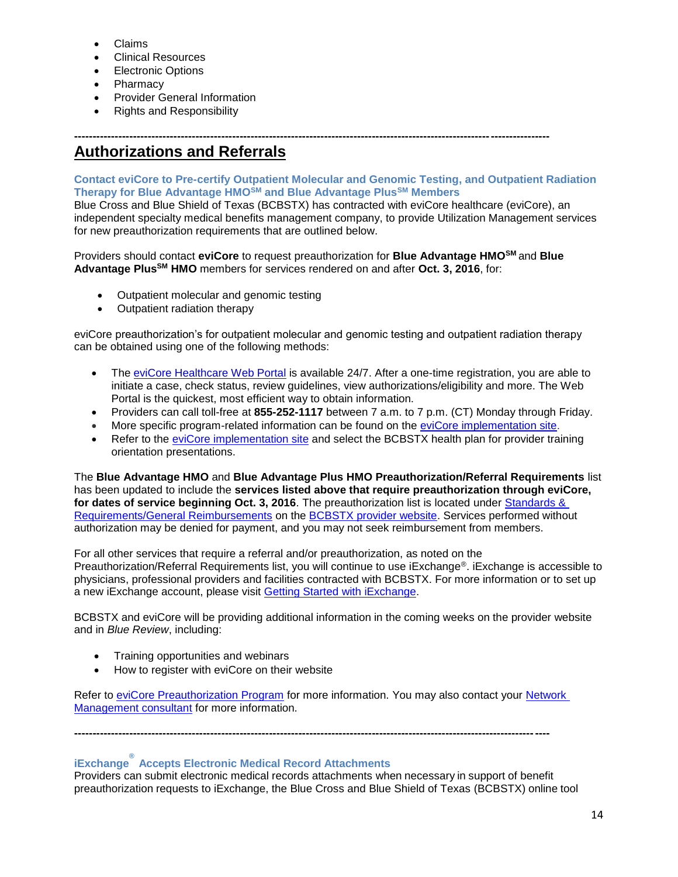- Claims
- Clinical Resources
- Electronic Options
- Pharmacy
- Provider General Information
- Rights and Responsibility

---

## Authorizations and Referrals

### Contact eviCore to Pre-certify Outpatient Molecular and Genomic Testing, and Outpatient Radiation Therapy for Blue Advantage HMO℠ and Blue Advantage Plus℠ Members

Blue Cross and Blue Shield of Texas (BCBSTX) has contracted with eviCore healthcare (eviCore), an independent specialty medical benefits management company, to provide Utilization Management services for new preauthorization requirements that are outlined below.

Providers should contact **eviCore** to request preauthorization for **Blue Advantage HMO℠** and **Blue Advantage Plus℠ HMO** members for services rendered on and after **Oct. 3, 2016**, for:

- Outpatient molecular and genomic testing
- Outpatient radiation therapy

eviCore preauthorization's for outpatient molecular and genomic testing and outpatient radiation therapy can be obtained using one of the following methods:

- The eviCore Healthcare Web Portal is available 24/7. After a one-time registration, you are able to initiate a case, check status, review guidelines, view authorizations/eligibility and more. The Web Portal is the quickest, most efficient way to obtain information.
- Providers can call toll-free at **855-252-1117** between 7 a.m. to 7 p.m. (CT) Monday through Friday.
- More specific program-related information can be found on the eviCore implementation site.
- Refer to the eviCore implementation site and select the BCBSTX health plan for provider training orientation presentations.

The **Blue Advantage HMO** and **Blue Advantage Plus HMO Preauthorization/Referral Requirements** list has been updated to include the **services listed above that require preauthorization through eviCore, for dates of service beginning Oct. 3, 2016**. The preauthorization list is located under Standards & Requirements/General Reimbursements on the BCBSTX provider website. Services performed without authorization may be denied for payment, and you may not seek reimbursement from members.

For all other services that require a referral and/or preauthorization, as noted on the Preauthorization/Referral Requirements list, you will continue to use iExchange®. iExchange is accessible to physicians, professional providers and facilities contracted with BCBSTX. For more information or to set up a new iExchange account, please visit Getting Started with iExchange.

BCBSTX and eviCore will be providing additional information in the coming weeks on the provider website and in *Blue Review*, including:

- Training opportunities and webinars
- How to register with eviCore on their website

Refer to eviCore Preauthorization Program for more information. You may also contact your Network Management consultant for more information.

---

### iExchange® Accepts Electronic Medical Record Attachments

Providers can submit electronic medical records attachments when necessary in support of benefit preauthorization requests to iExchange, the Blue Cross and Blue Shield of Texas (BCBSTX) online tool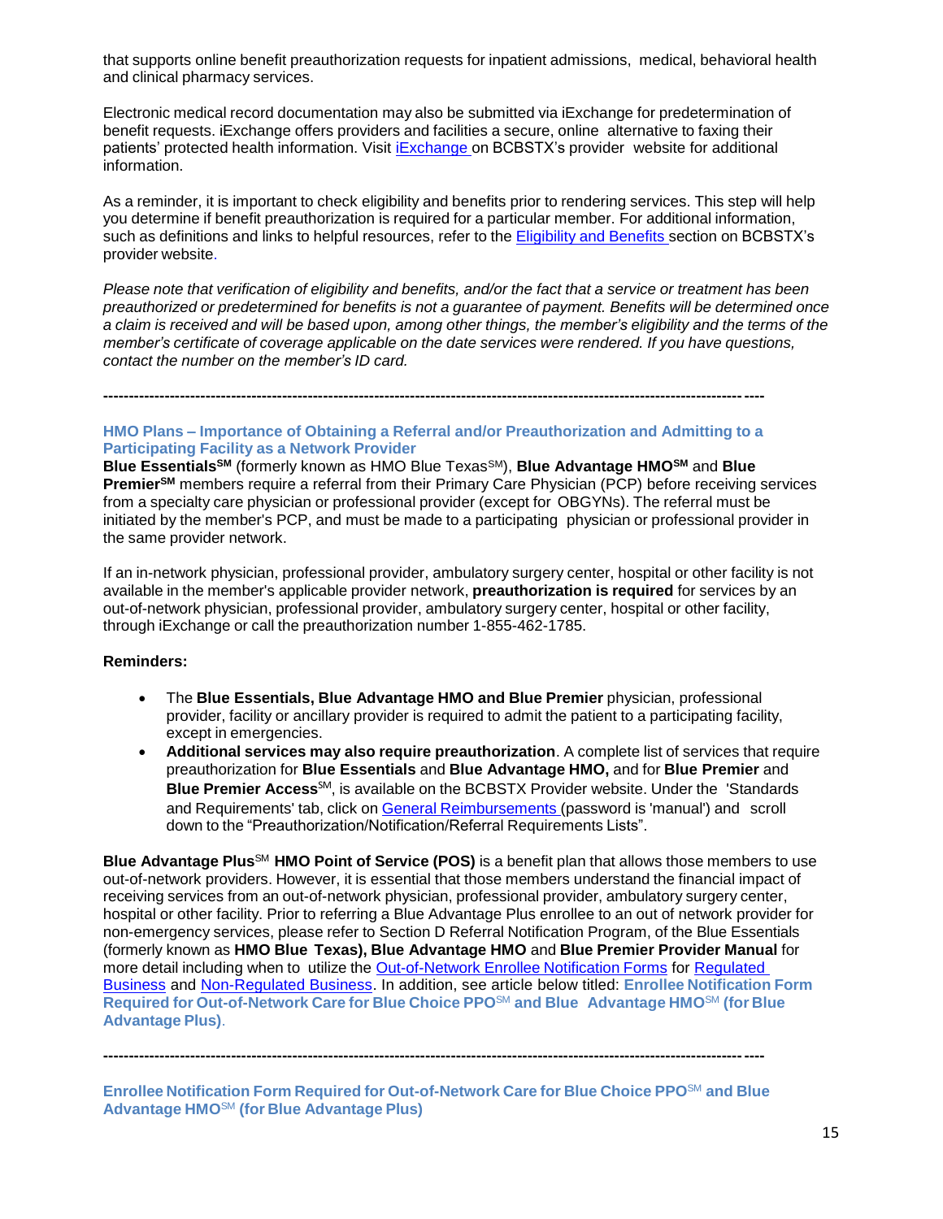that supports online benefit preauthorization requests for inpatient admissions, medical, behavioral health and clinical pharmacy services.

Electronic medical record documentation may also be submitted via iExchange for predetermination of benefit requests. iExchange offers providers and facilities a secure, online alternative to faxing their patients' protected health information. Visit [iExchange](#) on BCBSTX's provider website for additional information.

As a reminder, it is important to check eligibility and benefits prior to rendering services. This step will help you determine if benefit preauthorization is required for a particular member. For additional information, such as definitions and links to helpful resources, refer to the [Eligibility and Benefits](#) section on BCBSTX's provider website.

*Please note that verification of eligibility and benefits, and/or the fact that a service or treatment has been preauthorized or predetermined for benefits is not a guarantee of payment. Benefits will be determined once a claim is received and will be based upon, among other things, the member's eligibility and the terms of the member's certificate of coverage applicable on the date services were rendered. If you have questions, contact the number on the member's ID card.*

---

### HMO Plans – Importance of Obtaining a Referral and/or Preauthorization and Admitting to a Participating Facility as a Network Provider

**Blue Essentials**℠ (formerly known as HMO Blue Texas℠), **Blue Advantage HMO**℠ and **Blue Premier**℠ members require a referral from their Primary Care Physician (PCP) before receiving services from a specialty care physician or professional provider (except for OBGYNs). The referral must be initiated by the member's PCP, and must be made to a participating physician or professional provider in the same provider network.

If an in-network physician, professional provider, ambulatory surgery center, hospital or other facility is not available in the member's applicable provider network, **preauthorization is required** for services by an out-of-network physician, professional provider, ambulatory surgery center, hospital or other facility, through iExchange or call the preauthorization number 1-855-462-1785.

**Reminders:**

- The **Blue Essentials, Blue Advantage HMO and Blue Premier** physician, professional provider, facility or ancillary provider is required to admit the patient to a participating facility, except in emergencies.
- **Additional services may also require preauthorization**. A complete list of services that require preauthorization for **Blue Essentials** and **Blue Advantage HMO,** and for **Blue Premier** and **Blue Premier Access**℠, is available on the BCBSTX Provider website. Under the 'Standards and Requirements' tab, click on [General Reimbursements](#) (password is 'manual') and scroll down to the "Preauthorization/Notification/Referral Requirements Lists".

**Blue Advantage Plus**℠ **HMO Point of Service (POS)** is a benefit plan that allows those members to use out-of-network providers. However, it is essential that those members understand the financial impact of receiving services from an out-of-network physician, professional provider, ambulatory surgery center, hospital or other facility. Prior to referring a Blue Advantage Plus enrollee to an out of network provider for non-emergency services, please refer to Section D Referral Notification Program, of the Blue Essentials (formerly known as **HMO Blue Texas), Blue Advantage HMO** and **Blue Premier Provider Manual** for more detail including when to utilize the [Out-of-Network Enrollee Notification Forms](#) for [Regulated Business](#) and [Non-Regulated Business](#). In addition, see article below titled: **Enrollee Notification Form Required for Out-of-Network Care for Blue Choice PPO**℠ **and Blue Advantage HMO**℠ **(for Blue Advantage Plus)**.

---

### Enrollee Notification Form Required for Out-of-Network Care for Blue Choice PPO℠ and Blue Advantage HMO℠ (for Blue Advantage Plus)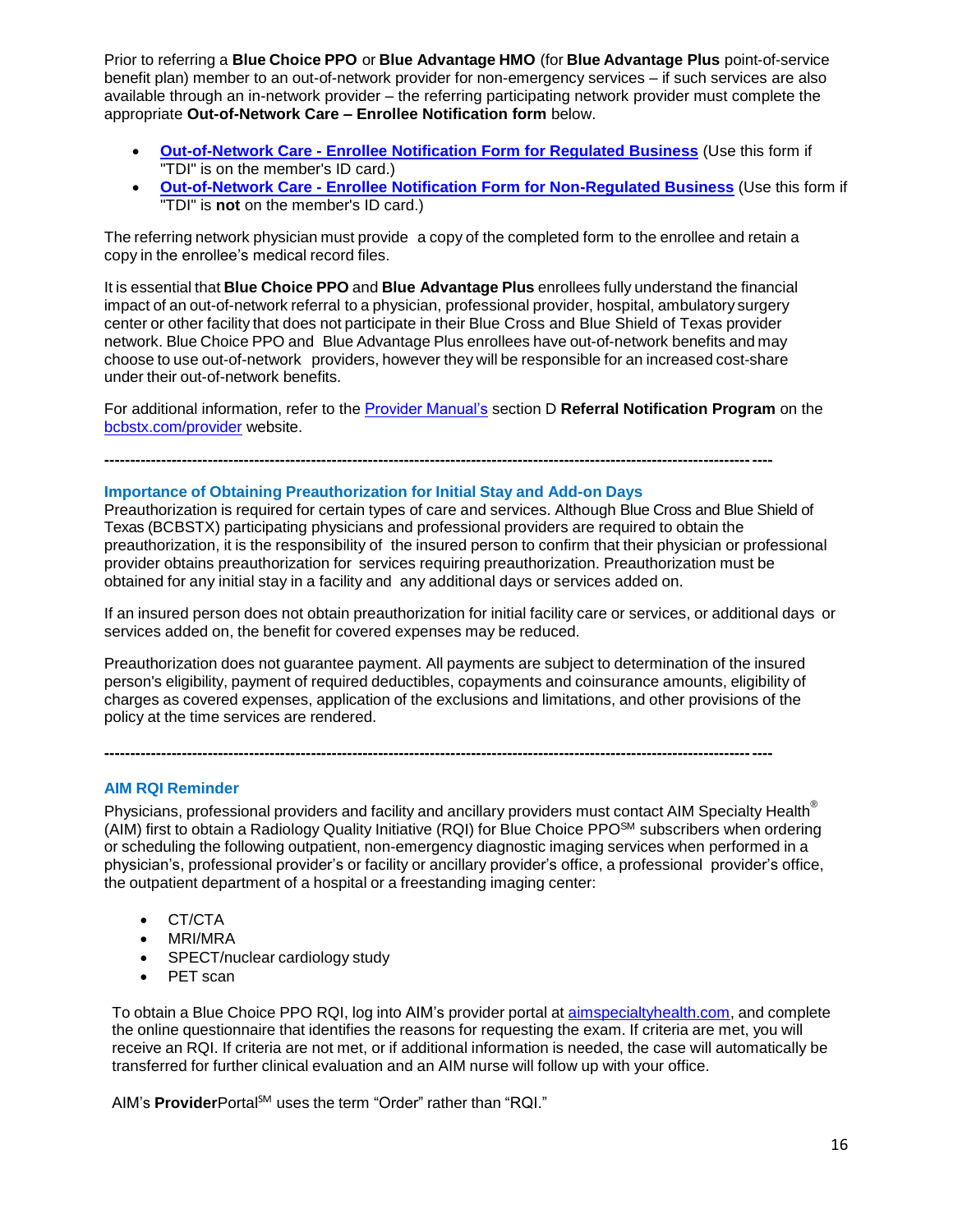Prior to referring a **Blue Choice PPO** or **Blue Advantage HMO** (for **Blue Advantage Plus** point-of-service benefit plan) member to an out-of-network provider for non-emergency services – if such services are also available through an in-network provider – the referring participating network provider must complete the appropriate **Out-of-Network Care – Enrollee Notification form** below.

- **Out-of-Network Care - Enrollee Notification Form for Regulated Business** (Use this form if "TDI" is on the member's ID card.)
- **Out-of-Network Care - Enrollee Notification Form for Non-Regulated Business** (Use this form if "TDI" is **not** on the member's ID card.)

The referring network physician must provide a copy of the completed form to the enrollee and retain a copy in the enrollee's medical record files.

It is essential that **Blue Choice PPO** and **Blue Advantage Plus** enrollees fully understand the financial impact of an out-of-network referral to a physician, professional provider, hospital, ambulatory surgery center or other facility that does not participate in their Blue Cross and Blue Shield of Texas provider network. Blue Choice PPO and Blue Advantage Plus enrollees have out-of-network benefits and may choose to use out-of-network providers, however they will be responsible for an increased cost-share under their out-of-network benefits.

For additional information, refer to the Provider Manual's section D **Referral Notification Program** on the bcbstx.com/provider website.

---

## Importance of Obtaining Preauthorization for Initial Stay and Add-on Days

Preauthorization is required for certain types of care and services. Although Blue Cross and Blue Shield of Texas (BCBSTX) participating physicians and professional providers are required to obtain the preauthorization, it is the responsibility of the insured person to confirm that their physician or professional provider obtains preauthorization for services requiring preauthorization. Preauthorization must be obtained for any initial stay in a facility and any additional days or services added on.

If an insured person does not obtain preauthorization for initial facility care or services, or additional days or services added on, the benefit for covered expenses may be reduced.

Preauthorization does not guarantee payment. All payments are subject to determination of the insured person's eligibility, payment of required deductibles, copayments and coinsurance amounts, eligibility of charges as covered expenses, application of the exclusions and limitations, and other provisions of the policy at the time services are rendered.

---

## AIM RQI Reminder

Physicians, professional providers and facility and ancillary providers must contact AIM Specialty Health® (AIM) first to obtain a Radiology Quality Initiative (RQI) for Blue Choice PPO℠ subscribers when ordering or scheduling the following outpatient, non-emergency diagnostic imaging services when performed in a physician's, professional provider's or facility or ancillary provider's office, a professional provider's office, the outpatient department of a hospital or a freestanding imaging center:

- CT/CTA
- MRI/MRA
- SPECT/nuclear cardiology study
- PET scan

To obtain a Blue Choice PPO RQI, log into AIM's provider portal at aimspecialtyhealth.com, and complete the online questionnaire that identifies the reasons for requesting the exam. If criteria are met, you will receive an RQI. If criteria are not met, or if additional information is needed, the case will automatically be transferred for further clinical evaluation and an AIM nurse will follow up with your office.

AIM's **Provider**Portal℠ uses the term "Order" rather than "RQI."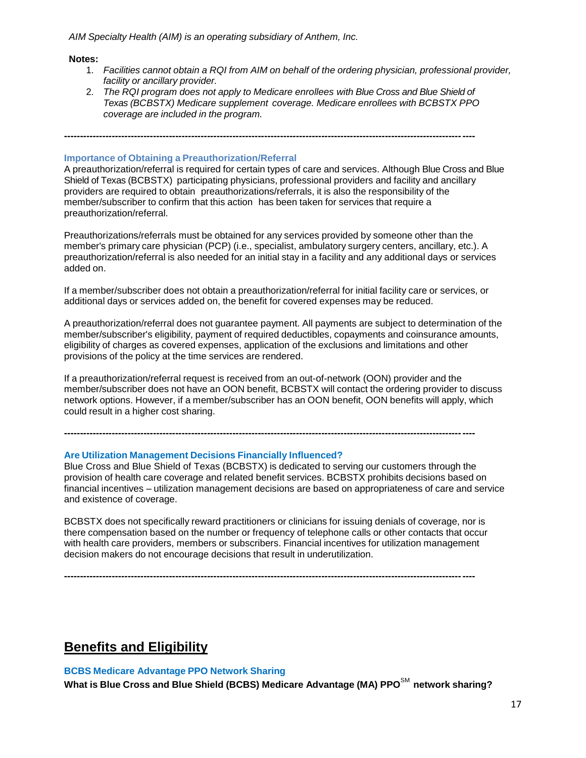*AIM Specialty Health (AIM) is an operating subsidiary of Anthem, Inc.*

**Notes:**

1. *Facilities cannot obtain a RQI from AIM on behalf of the ordering physician, professional provider, facility or ancillary provider.*
2. *The RQI program does not apply to Medicare enrollees with Blue Cross and Blue Shield of Texas (BCBSTX) Medicare supplement coverage. Medicare enrollees with BCBSTX PPO coverage are included in the program.*

---

### Importance of Obtaining a Preauthorization/Referral

A preauthorization/referral is required for certain types of care and services. Although Blue Cross and Blue Shield of Texas (BCBSTX) participating physicians, professional providers and facility and ancillary providers are required to obtain preauthorizations/referrals, it is also the responsibility of the member/subscriber to confirm that this action has been taken for services that require a preauthorization/referral.

Preauthorizations/referrals must be obtained for any services provided by someone other than the member's primary care physician (PCP) (i.e., specialist, ambulatory surgery centers, ancillary, etc.). A preauthorization/referral is also needed for an initial stay in a facility and any additional days or services added on.

If a member/subscriber does not obtain a preauthorization/referral for initial facility care or services, or additional days or services added on, the benefit for covered expenses may be reduced.

A preauthorization/referral does not guarantee payment. All payments are subject to determination of the member/subscriber's eligibility, payment of required deductibles, copayments and coinsurance amounts, eligibility of charges as covered expenses, application of the exclusions and limitations and other provisions of the policy at the time services are rendered.

If a preauthorization/referral request is received from an out-of-network (OON) provider and the member/subscriber does not have an OON benefit, BCBSTX will contact the ordering provider to discuss network options. However, if a member/subscriber has an OON benefit, OON benefits will apply, which could result in a higher cost sharing.

---

### Are Utilization Management Decisions Financially Influenced?

Blue Cross and Blue Shield of Texas (BCBSTX) is dedicated to serving our customers through the provision of health care coverage and related benefit services. BCBSTX prohibits decisions based on financial incentives – utilization management decisions are based on appropriateness of care and service and existence of coverage.

BCBSTX does not specifically reward practitioners or clinicians for issuing denials of coverage, nor is there compensation based on the number or frequency of telephone calls or other contacts that occur with health care providers, members or subscribers. Financial incentives for utilization management decision makers do not encourage decisions that result in underutilization.

---

## Benefits and Eligibility

### BCBS Medicare Advantage PPO Network Sharing

**What is Blue Cross and Blue Shield (BCBS) Medicare Advantage (MA) PPO[SM] network sharing?**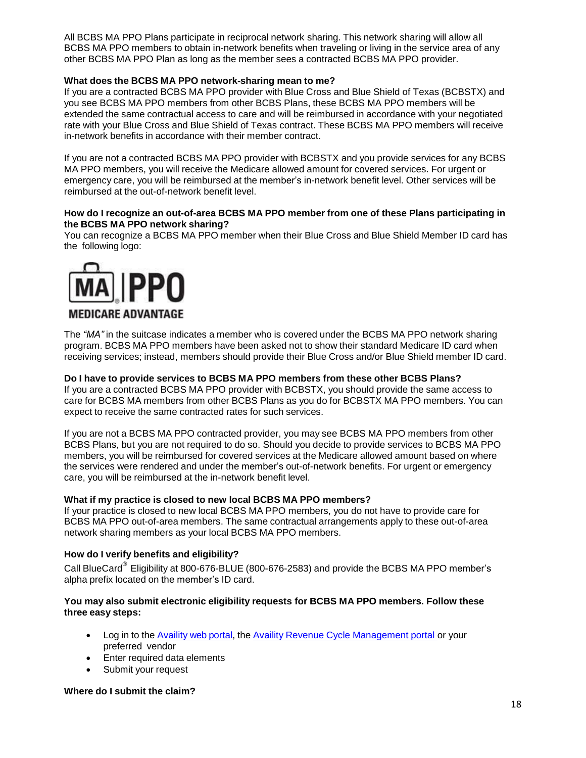All BCBS MA PPO Plans participate in reciprocal network sharing. This network sharing will allow all BCBS MA PPO members to obtain in-network benefits when traveling or living in the service area of any other BCBS MA PPO Plan as long as the member sees a contracted BCBS MA PPO provider.

**What does the BCBS MA PPO network-sharing mean to me?**

If you are a contracted BCBS MA PPO provider with Blue Cross and Blue Shield of Texas (BCBSTX) and you see BCBS MA PPO members from other BCBS Plans, these BCBS MA PPO members will be extended the same contractual access to care and will be reimbursed in accordance with your negotiated rate with your Blue Cross and Blue Shield of Texas contract. These BCBS MA PPO members will receive in-network benefits in accordance with their member contract.

If you are not a contracted BCBS MA PPO provider with BCBSTX and you provide services for any BCBS MA PPO members, you will receive the Medicare allowed amount for covered services. For urgent or emergency care, you will be reimbursed at the member's in-network benefit level. Other services will be reimbursed at the out-of-network benefit level.

**How do I recognize an out-of-area BCBS MA PPO member from one of these Plans participating in the BCBS MA PPO network sharing?**

You can recognize a BCBS MA PPO member when their Blue Cross and Blue Shield Member ID card has the following logo:

MA | PPO
MEDICARE ADVANTAGE

The *"MA"* in the suitcase indicates a member who is covered under the BCBS MA PPO network sharing program. BCBS MA PPO members have been asked not to show their standard Medicare ID card when receiving services; instead, members should provide their Blue Cross and/or Blue Shield member ID card.

**Do I have to provide services to BCBS MA PPO members from these other BCBS Plans?**

If you are a contracted BCBS MA PPO provider with BCBSTX, you should provide the same access to care for BCBS MA members from other BCBS Plans as you do for BCBSTX MA PPO members. You can expect to receive the same contracted rates for such services.

If you are not a BCBS MA PPO contracted provider, you may see BCBS MA PPO members from other BCBS Plans, but you are not required to do so. Should you decide to provide services to BCBS MA PPO members, you will be reimbursed for covered services at the Medicare allowed amount based on where the services were rendered and under the member's out-of-network benefits. For urgent or emergency care, you will be reimbursed at the in-network benefit level.

**What if my practice is closed to new local BCBS MA PPO members?**

If your practice is closed to new local BCBS MA PPO members, you do not have to provide care for BCBS MA PPO out-of-area members. The same contractual arrangements apply to these out-of-area network sharing members as your local BCBS MA PPO members.

**How do I verify benefits and eligibility?**

Call BlueCard® Eligibility at 800-676-BLUE (800-676-2583) and provide the BCBS MA PPO member's alpha prefix located on the member's ID card.

**You may also submit electronic eligibility requests for BCBS MA PPO members. Follow these three easy steps:**

- Log in to the Availity web portal, the Availity Revenue Cycle Management portal or your preferred vendor
- Enter required data elements
- Submit your request

**Where do I submit the claim?**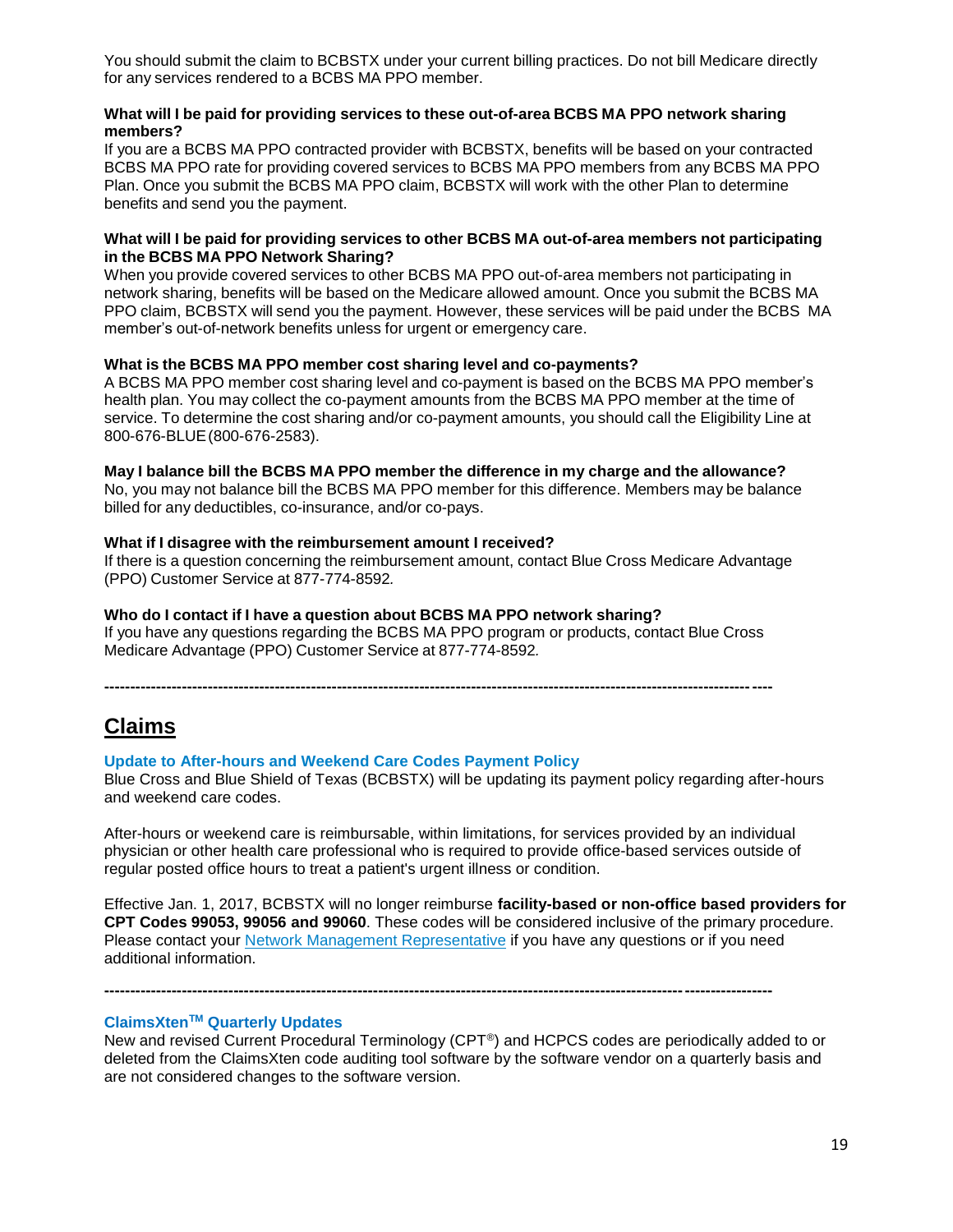You should submit the claim to BCBSTX under your current billing practices. Do not bill Medicare directly for any services rendered to a BCBS MA PPO member.

**What will I be paid for providing services to these out-of-area BCBS MA PPO network sharing members?**
If you are a BCBS MA PPO contracted provider with BCBSTX, benefits will be based on your contracted BCBS MA PPO rate for providing covered services to BCBS MA PPO members from any BCBS MA PPO Plan. Once you submit the BCBS MA PPO claim, BCBSTX will work with the other Plan to determine benefits and send you the payment.

**What will I be paid for providing services to other BCBS MA out-of-area members not participating in the BCBS MA PPO Network Sharing?**
When you provide covered services to other BCBS MA PPO out-of-area members not participating in network sharing, benefits will be based on the Medicare allowed amount. Once you submit the BCBS MA PPO claim, BCBSTX will send you the payment. However, these services will be paid under the BCBS MA member's out-of-network benefits unless for urgent or emergency care.

**What is the BCBS MA PPO member cost sharing level and co-payments?**
A BCBS MA PPO member cost sharing level and co-payment is based on the BCBS MA PPO member's health plan. You may collect the co-payment amounts from the BCBS MA PPO member at the time of service. To determine the cost sharing and/or co-payment amounts, you should call the Eligibility Line at 800-676-BLUE (800-676-2583).

**May I balance bill the BCBS MA PPO member the difference in my charge and the allowance?**
No, you may not balance bill the BCBS MA PPO member for this difference. Members may be balance billed for any deductibles, co-insurance, and/or co-pays.

**What if I disagree with the reimbursement amount I received?**
If there is a question concerning the reimbursement amount, contact Blue Cross Medicare Advantage (PPO) Customer Service at 877-774-8592.

**Who do I contact if I have a question about BCBS MA PPO network sharing?**
If you have any questions regarding the BCBS MA PPO program or products, contact Blue Cross Medicare Advantage (PPO) Customer Service at 877-774-8592.

----------------------------------------------------------------------------------------------------------------------------

## Claims

### Update to After-hours and Weekend Care Codes Payment Policy

Blue Cross and Blue Shield of Texas (BCBSTX) will be updating its payment policy regarding after-hours and weekend care codes.

After-hours or weekend care is reimbursable, within limitations, for services provided by an individual physician or other health care professional who is required to provide office-based services outside of regular posted office hours to treat a patient's urgent illness or condition.

Effective Jan. 1, 2017, BCBSTX will no longer reimburse **facility-based or non-office based providers for CPT Codes 99053, 99056 and 99060**. These codes will be considered inclusive of the primary procedure. Please contact your Network Management Representative if you have any questions or if you need additional information.

----------------------------------------------------------------------------------------------------------------------------

### ClaimsXten™ Quarterly Updates

New and revised Current Procedural Terminology (CPT®) and HCPCS codes are periodically added to or deleted from the ClaimsXten code auditing tool software by the software vendor on a quarterly basis and are not considered changes to the software version.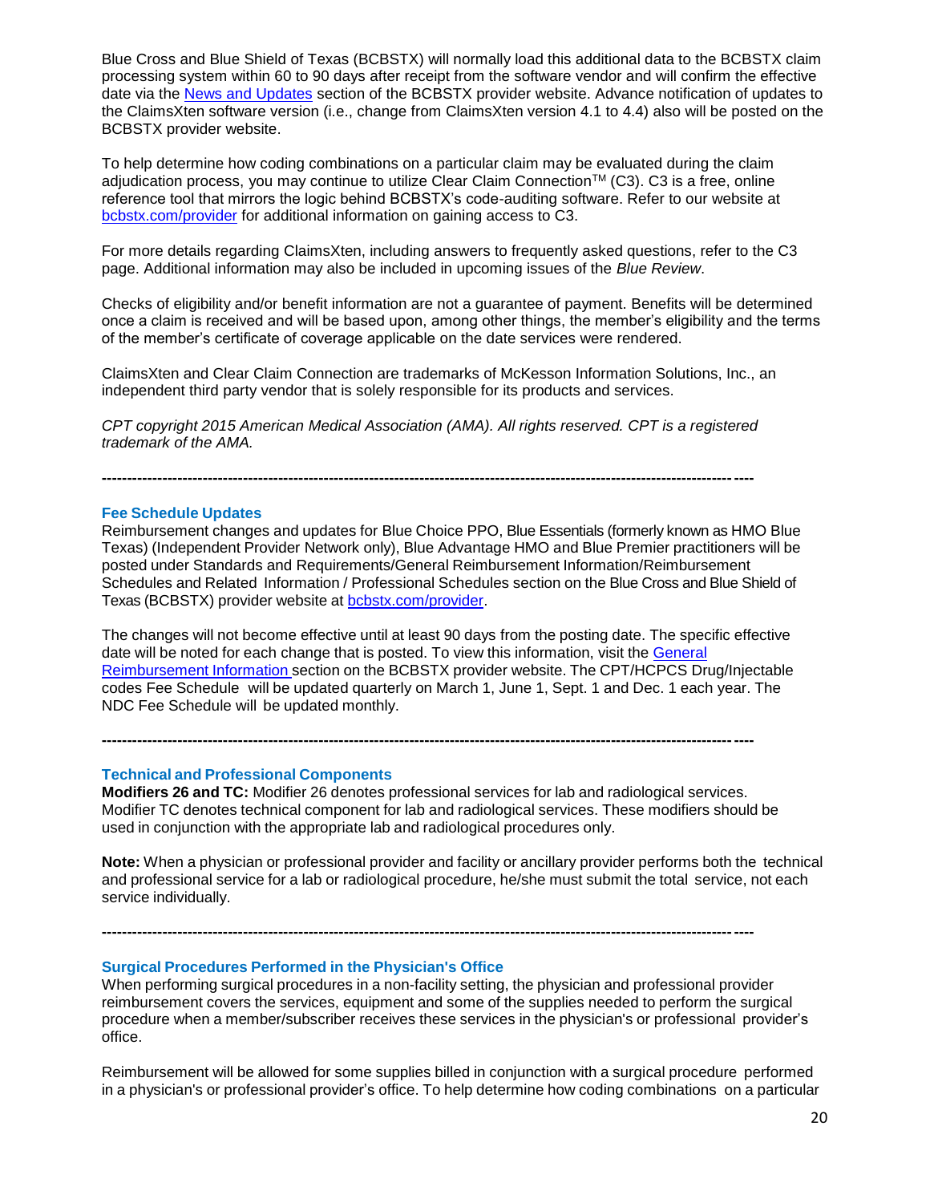Blue Cross and Blue Shield of Texas (BCBSTX) will normally load this additional data to the BCBSTX claim processing system within 60 to 90 days after receipt from the software vendor and will confirm the effective date via the News and Updates section of the BCBSTX provider website. Advance notification of updates to the ClaimsXten software version (i.e., change from ClaimsXten version 4.1 to 4.4) also will be posted on the BCBSTX provider website.

To help determine how coding combinations on a particular claim may be evaluated during the claim adjudication process, you may continue to utilize Clear Claim Connection™ (C3). C3 is a free, online reference tool that mirrors the logic behind BCBSTX's code-auditing software. Refer to our website at bcbstx.com/provider for additional information on gaining access to C3.

For more details regarding ClaimsXten, including answers to frequently asked questions, refer to the C3 page. Additional information may also be included in upcoming issues of the *Blue Review*.

Checks of eligibility and/or benefit information are not a guarantee of payment. Benefits will be determined once a claim is received and will be based upon, among other things, the member's eligibility and the terms of the member's certificate of coverage applicable on the date services were rendered.

ClaimsXten and Clear Claim Connection are trademarks of McKesson Information Solutions, Inc., an independent third party vendor that is solely responsible for its products and services.

*CPT copyright 2015 American Medical Association (AMA). All rights reserved. CPT is a registered trademark of the AMA.*

---

### Fee Schedule Updates

Reimbursement changes and updates for Blue Choice PPO, Blue Essentials (formerly known as HMO Blue Texas) (Independent Provider Network only), Blue Advantage HMO and Blue Premier practitioners will be posted under Standards and Requirements/General Reimbursement Information/Reimbursement Schedules and Related Information / Professional Schedules section on the Blue Cross and Blue Shield of Texas (BCBSTX) provider website at bcbstx.com/provider.

The changes will not become effective until at least 90 days from the posting date. The specific effective date will be noted for each change that is posted. To view this information, visit the General Reimbursement Information section on the BCBSTX provider website. The CPT/HCPCS Drug/Injectable codes Fee Schedule will be updated quarterly on March 1, June 1, Sept. 1 and Dec. 1 each year. The NDC Fee Schedule will be updated monthly.

---

### Technical and Professional Components

**Modifiers 26 and TC:** Modifier 26 denotes professional services for lab and radiological services. Modifier TC denotes technical component for lab and radiological services. These modifiers should be used in conjunction with the appropriate lab and radiological procedures only.

**Note:** When a physician or professional provider and facility or ancillary provider performs both the technical and professional service for a lab or radiological procedure, he/she must submit the total service, not each service individually.

---

### Surgical Procedures Performed in the Physician's Office

When performing surgical procedures in a non-facility setting, the physician and professional provider reimbursement covers the services, equipment and some of the supplies needed to perform the surgical procedure when a member/subscriber receives these services in the physician's or professional provider's office.

Reimbursement will be allowed for some supplies billed in conjunction with a surgical procedure performed in a physician's or professional provider's office. To help determine how coding combinations on a particular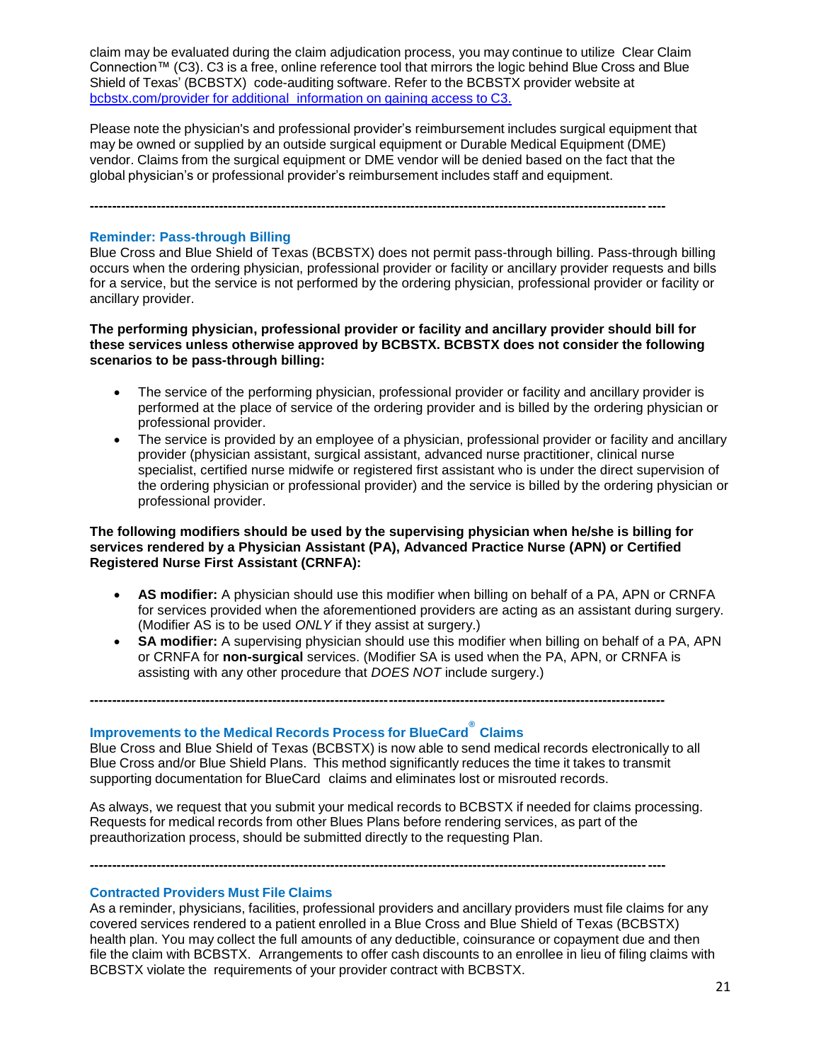claim may be evaluated during the claim adjudication process, you may continue to utilize Clear Claim Connection™ (C3). C3 is a free, online reference tool that mirrors the logic behind Blue Cross and Blue Shield of Texas' (BCBSTX) code-auditing software. Refer to the BCBSTX provider website at bcbstx.com/provider for additional information on gaining access to C3.

Please note the physician's and professional provider's reimbursement includes surgical equipment that may be owned or supplied by an outside surgical equipment or Durable Medical Equipment (DME) vendor. Claims from the surgical equipment or DME vendor will be denied based on the fact that the global physician's or professional provider's reimbursement includes staff and equipment.

---

### Reminder: Pass-through Billing

Blue Cross and Blue Shield of Texas (BCBSTX) does not permit pass-through billing. Pass-through billing occurs when the ordering physician, professional provider or facility or ancillary provider requests and bills for a service, but the service is not performed by the ordering physician, professional provider or facility or ancillary provider.

**The performing physician, professional provider or facility and ancillary provider should bill for these services unless otherwise approved by BCBSTX. BCBSTX does not consider the following scenarios to be pass-through billing:**

- The service of the performing physician, professional provider or facility and ancillary provider is performed at the place of service of the ordering provider and is billed by the ordering physician or professional provider.
- The service is provided by an employee of a physician, professional provider or facility and ancillary provider (physician assistant, surgical assistant, advanced nurse practitioner, clinical nurse specialist, certified nurse midwife or registered first assistant who is under the direct supervision of the ordering physician or professional provider) and the service is billed by the ordering physician or professional provider.

**The following modifiers should be used by the supervising physician when he/she is billing for services rendered by a Physician Assistant (PA), Advanced Practice Nurse (APN) or Certified Registered Nurse First Assistant (CRNFA):**

- **AS modifier:** A physician should use this modifier when billing on behalf of a PA, APN or CRNFA for services provided when the aforementioned providers are acting as an assistant during surgery. (Modifier AS is to be used *ONLY* if they assist at surgery.)
- **SA modifier:** A supervising physician should use this modifier when billing on behalf of a PA, APN or CRNFA for **non-surgical** services. (Modifier SA is used when the PA, APN, or CRNFA is assisting with any other procedure that *DOES NOT* include surgery.)

---

### Improvements to the Medical Records Process for BlueCard® Claims

Blue Cross and Blue Shield of Texas (BCBSTX) is now able to send medical records electronically to all Blue Cross and/or Blue Shield Plans. This method significantly reduces the time it takes to transmit supporting documentation for BlueCard claims and eliminates lost or misrouted records.

As always, we request that you submit your medical records to BCBSTX if needed for claims processing. Requests for medical records from other Blues Plans before rendering services, as part of the preauthorization process, should be submitted directly to the requesting Plan.

---

### Contracted Providers Must File Claims

As a reminder, physicians, facilities, professional providers and ancillary providers must file claims for any covered services rendered to a patient enrolled in a Blue Cross and Blue Shield of Texas (BCBSTX) health plan. You may collect the full amounts of any deductible, coinsurance or copayment due and then file the claim with BCBSTX. Arrangements to offer cash discounts to an enrollee in lieu of filing claims with BCBSTX violate the requirements of your provider contract with BCBSTX.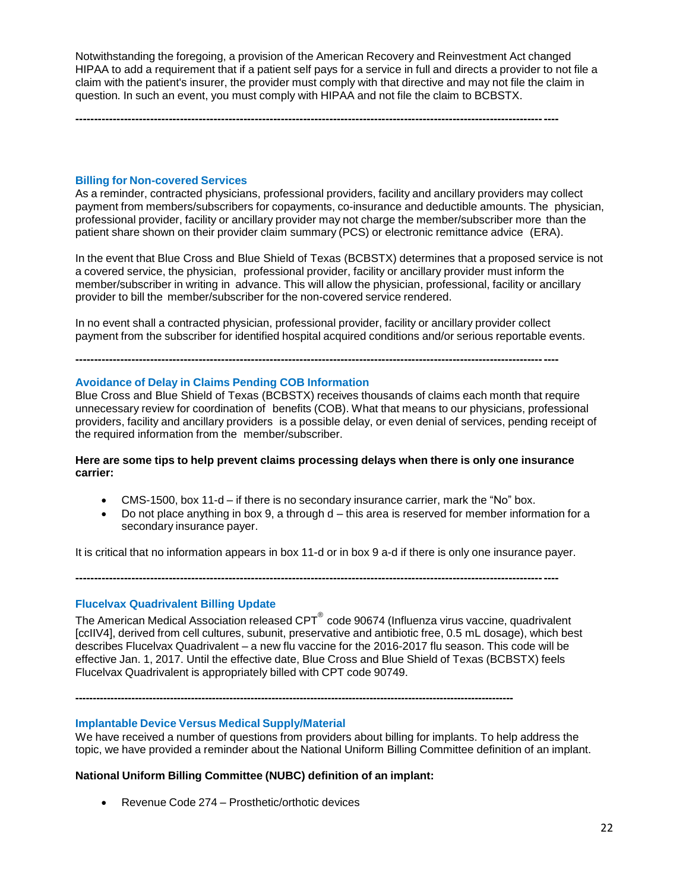Notwithstanding the foregoing, a provision of the American Recovery and Reinvestment Act changed HIPAA to add a requirement that if a patient self pays for a service in full and directs a provider to not file a claim with the patient's insurer, the provider must comply with that directive and may not file the claim in question. In such an event, you must comply with HIPAA and not file the claim to BCBSTX.

-------------------------------------------------------------------------------------------------------------------------------

### Billing for Non-covered Services

As a reminder, contracted physicians, professional providers, facility and ancillary providers may collect payment from members/subscribers for copayments, co-insurance and deductible amounts. The physician, professional provider, facility or ancillary provider may not charge the member/subscriber more than the patient share shown on their provider claim summary (PCS) or electronic remittance advice (ERA).

In the event that Blue Cross and Blue Shield of Texas (BCBSTX) determines that a proposed service is not a covered service, the physician, professional provider, facility or ancillary provider must inform the member/subscriber in writing in advance. This will allow the physician, professional, facility or ancillary provider to bill the member/subscriber for the non-covered service rendered.

In no event shall a contracted physician, professional provider, facility or ancillary provider collect payment from the subscriber for identified hospital acquired conditions and/or serious reportable events.

-------------------------------------------------------------------------------------------------------------------------------

### Avoidance of Delay in Claims Pending COB Information

Blue Cross and Blue Shield of Texas (BCBSTX) receives thousands of claims each month that require unnecessary review for coordination of benefits (COB). What that means to our physicians, professional providers, facility and ancillary providers is a possible delay, or even denial of services, pending receipt of the required information from the member/subscriber.

**Here are some tips to help prevent claims processing delays when there is only one insurance carrier:**

- CMS-1500, box 11-d – if there is no secondary insurance carrier, mark the “No” box.
- Do not place anything in box 9, a through d – this area is reserved for member information for a secondary insurance payer.

It is critical that no information appears in box 11-d or in box 9 a-d if there is only one insurance payer.

-------------------------------------------------------------------------------------------------------------------------------

### Flucelvax Quadrivalent Billing Update

The American Medical Association released CPT® code 90674 (Influenza virus vaccine, quadrivalent [ccIIV4], derived from cell cultures, subunit, preservative and antibiotic free, 0.5 mL dosage), which best describes Flucelvax Quadrivalent – a new flu vaccine for the 2016-2017 flu season. This code will be effective Jan. 1, 2017. Until the effective date, Blue Cross and Blue Shield of Texas (BCBSTX) feels Flucelvax Quadrivalent is appropriately billed with CPT code 90749.

-------------------------------------------------------------------------------------------------------------------------

### Implantable Device Versus Medical Supply/Material

We have received a number of questions from providers about billing for implants. To help address the topic, we have provided a reminder about the National Uniform Billing Committee definition of an implant.

**National Uniform Billing Committee (NUBC) definition of an implant:**

- Revenue Code 274 – Prosthetic/orthotic devices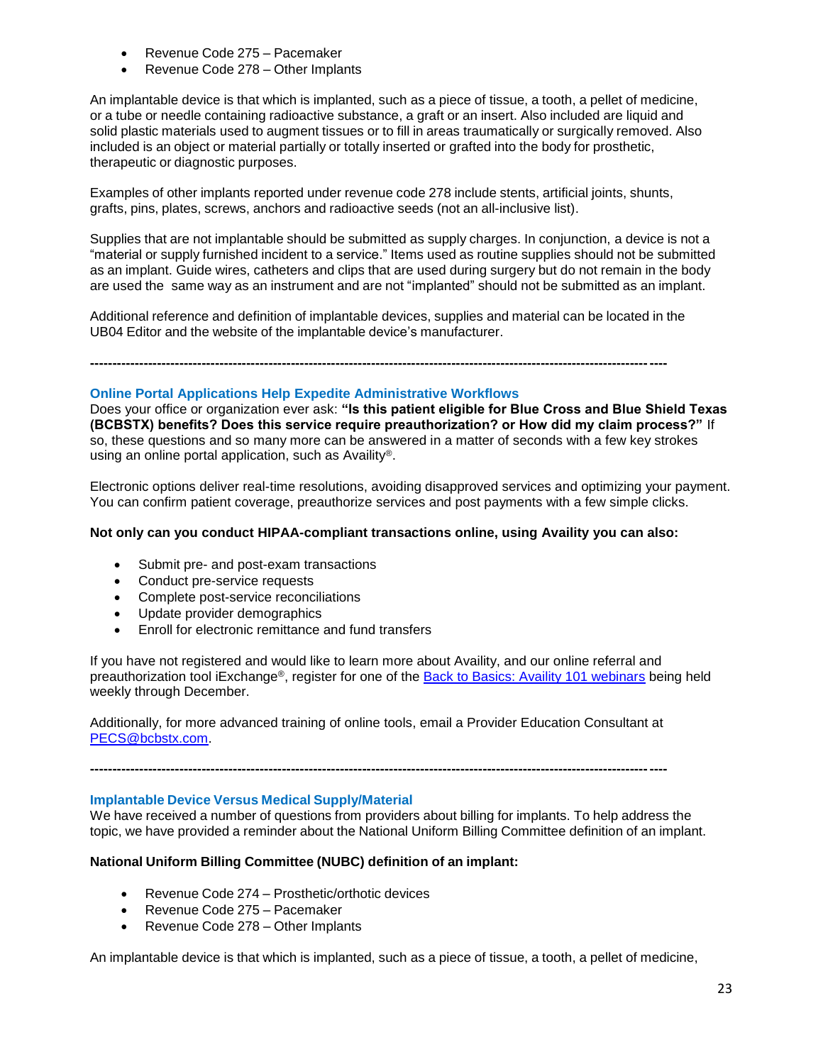- Revenue Code 275 – Pacemaker
- Revenue Code 278 – Other Implants

An implantable device is that which is implanted, such as a piece of tissue, a tooth, a pellet of medicine, or a tube or needle containing radioactive substance, a graft or an insert. Also included are liquid and solid plastic materials used to augment tissues or to fill in areas traumatically or surgically removed. Also included is an object or material partially or totally inserted or grafted into the body for prosthetic, therapeutic or diagnostic purposes.

Examples of other implants reported under revenue code 278 include stents, artificial joints, shunts, grafts, pins, plates, screws, anchors and radioactive seeds (not an all-inclusive list).

Supplies that are not implantable should be submitted as supply charges. In conjunction, a device is not a "material or supply furnished incident to a service." Items used as routine supplies should not be submitted as an implant. Guide wires, catheters and clips that are used during surgery but do not remain in the body are used the same way as an instrument and are not "implanted" should not be submitted as an implant.

Additional reference and definition of implantable devices, supplies and material can be located in the UB04 Editor and the website of the implantable device's manufacturer.

-----------------------------------------------------------------------------------------------------------------------------

## Online Portal Applications Help Expedite Administrative Workflows

Does your office or organization ever ask: **"Is this patient eligible for Blue Cross and Blue Shield Texas (BCBSTX) benefits? Does this service require preauthorization? or How did my claim process?"** If so, these questions and so many more can be answered in a matter of seconds with a few key strokes using an online portal application, such as Availity®.

Electronic options deliver real-time resolutions, avoiding disapproved services and optimizing your payment. You can confirm patient coverage, preauthorize services and post payments with a few simple clicks.

**Not only can you conduct HIPAA-compliant transactions online, using Availity you can also:**

- Submit pre- and post-exam transactions
- Conduct pre-service requests
- Complete post-service reconciliations
- Update provider demographics
- Enroll for electronic remittance and fund transfers

If you have not registered and would like to learn more about Availity, and our online referral and preauthorization tool iExchange®, register for one of the Back to Basics: Availity 101 webinars being held weekly through December.

Additionally, for more advanced training of online tools, email a Provider Education Consultant at PECS@bcbstx.com.

-----------------------------------------------------------------------------------------------------------------------------

## Implantable Device Versus Medical Supply/Material

We have received a number of questions from providers about billing for implants. To help address the topic, we have provided a reminder about the National Uniform Billing Committee definition of an implant.

**National Uniform Billing Committee (NUBC) definition of an implant:**

- Revenue Code 274 – Prosthetic/orthotic devices
- Revenue Code 275 – Pacemaker
- Revenue Code 278 – Other Implants

An implantable device is that which is implanted, such as a piece of tissue, a tooth, a pellet of medicine,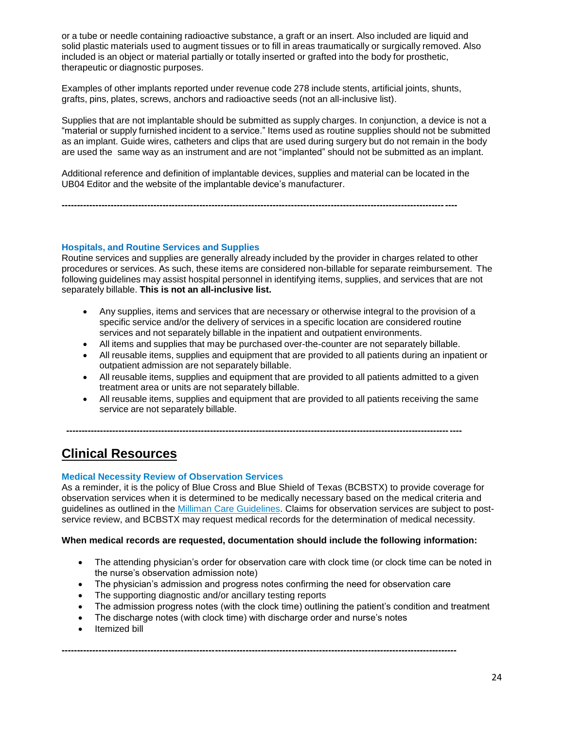or a tube or needle containing radioactive substance, a graft or an insert. Also included are liquid and solid plastic materials used to augment tissues or to fill in areas traumatically or surgically removed. Also included is an object or material partially or totally inserted or grafted into the body for prosthetic, therapeutic or diagnostic purposes.

Examples of other implants reported under revenue code 278 include stents, artificial joints, shunts, grafts, pins, plates, screws, anchors and radioactive seeds (not an all-inclusive list).

Supplies that are not implantable should be submitted as supply charges. In conjunction, a device is not a "material or supply furnished incident to a service." Items used as routine supplies should not be submitted as an implant. Guide wires, catheters and clips that are used during surgery but do not remain in the body are used the same way as an instrument and are not "implanted" should not be submitted as an implant.

Additional reference and definition of implantable devices, supplies and material can be located in the UB04 Editor and the website of the implantable device's manufacturer.

---

### Hospitals, and Routine Services and Supplies

Routine services and supplies are generally already included by the provider in charges related to other procedures or services. As such, these items are considered non-billable for separate reimbursement. The following guidelines may assist hospital personnel in identifying items, supplies, and services that are not separately billable. **This is not an all-inclusive list.**

- Any supplies, items and services that are necessary or otherwise integral to the provision of a specific service and/or the delivery of services in a specific location are considered routine services and not separately billable in the inpatient and outpatient environments.
- All items and supplies that may be purchased over-the-counter are not separately billable.
- All reusable items, supplies and equipment that are provided to all patients during an inpatient or outpatient admission are not separately billable.
- All reusable items, supplies and equipment that are provided to all patients admitted to a given treatment area or units are not separately billable.
- All reusable items, supplies and equipment that are provided to all patients receiving the same service are not separately billable.

---

## Clinical Resources

### Medical Necessity Review of Observation Services

As a reminder, it is the policy of Blue Cross and Blue Shield of Texas (BCBSTX) to provide coverage for observation services when it is determined to be medically necessary based on the medical criteria and guidelines as outlined in the Milliman Care Guidelines. Claims for observation services are subject to post-service review, and BCBSTX may request medical records for the determination of medical necessity.

**When medical records are requested, documentation should include the following information:**

- The attending physician's order for observation care with clock time (or clock time can be noted in the nurse's observation admission note)
- The physician's admission and progress notes confirming the need for observation care
- The supporting diagnostic and/or ancillary testing reports
- The admission progress notes (with the clock time) outlining the patient's condition and treatment
- The discharge notes (with clock time) with discharge order and nurse's notes
- Itemized bill

---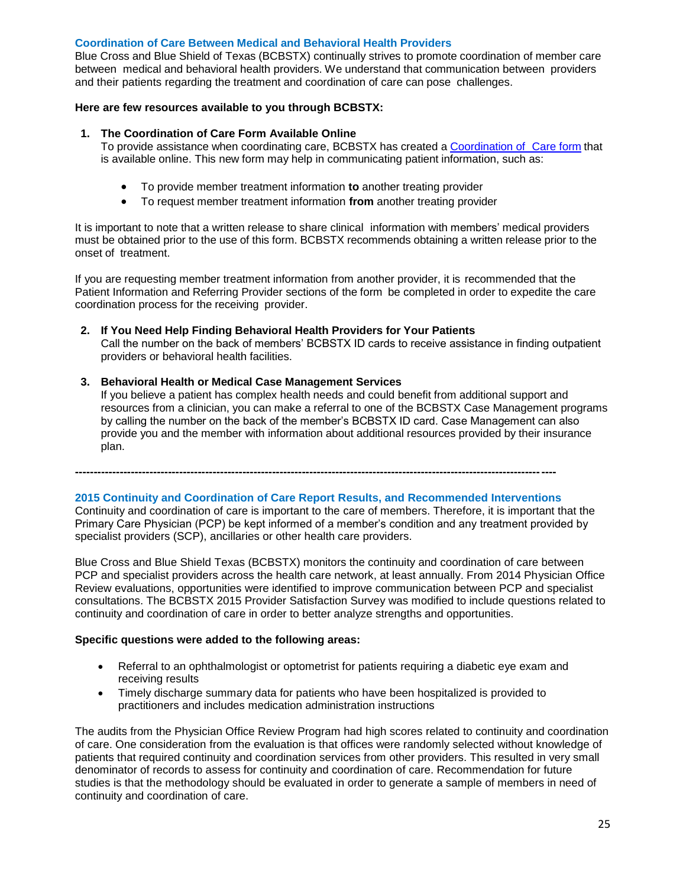## Coordination of Care Between Medical and Behavioral Health Providers

Blue Cross and Blue Shield of Texas (BCBSTX) continually strives to promote coordination of member care between medical and behavioral health providers. We understand that communication between providers and their patients regarding the treatment and coordination of care can pose challenges.

**Here are few resources available to you through BCBSTX:**

1. **The Coordination of Care Form Available Online**
   To provide assistance when coordinating care, BCBSTX has created a [Coordination of Care form]() that is available online. This new form may help in communicating patient information, such as:

   - To provide member treatment information **to** another treating provider
   - To request member treatment information **from** another treating provider

   It is important to note that a written release to share clinical information with members' medical providers must be obtained prior to the use of this form. BCBSTX recommends obtaining a written release prior to the onset of treatment.

   If you are requesting member treatment information from another provider, it is recommended that the Patient Information and Referring Provider sections of the form be completed in order to expedite the care coordination process for the receiving provider.

2. **If You Need Help Finding Behavioral Health Providers for Your Patients**
   Call the number on the back of members' BCBSTX ID cards to receive assistance in finding outpatient providers or behavioral health facilities.

3. **Behavioral Health or Medical Case Management Services**
   If you believe a patient has complex health needs and could benefit from additional support and resources from a clinician, you can make a referral to one of the BCBSTX Case Management programs by calling the number on the back of the member's BCBSTX ID card. Case Management can also provide you and the member with information about additional resources provided by their insurance plan.

---

## 2015 Continuity and Coordination of Care Report Results, and Recommended Interventions

Continuity and coordination of care is important to the care of members. Therefore, it is important that the Primary Care Physician (PCP) be kept informed of a member's condition and any treatment provided by specialist providers (SCP), ancillaries or other health care providers.

Blue Cross and Blue Shield Texas (BCBSTX) monitors the continuity and coordination of care between PCP and specialist providers across the health care network, at least annually. From 2014 Physician Office Review evaluations, opportunities were identified to improve communication between PCP and specialist consultations. The BCBSTX 2015 Provider Satisfaction Survey was modified to include questions related to continuity and coordination of care in order to better analyze strengths and opportunities.

**Specific questions were added to the following areas:**

- Referral to an ophthalmologist or optometrist for patients requiring a diabetic eye exam and receiving results
- Timely discharge summary data for patients who have been hospitalized is provided to practitioners and includes medication administration instructions

The audits from the Physician Office Review Program had high scores related to continuity and coordination of care. One consideration from the evaluation is that offices were randomly selected without knowledge of patients that required continuity and coordination services from other providers. This resulted in very small denominator of records to assess for continuity and coordination of care. Recommendation for future studies is that the methodology should be evaluated in order to generate a sample of members in need of continuity and coordination of care.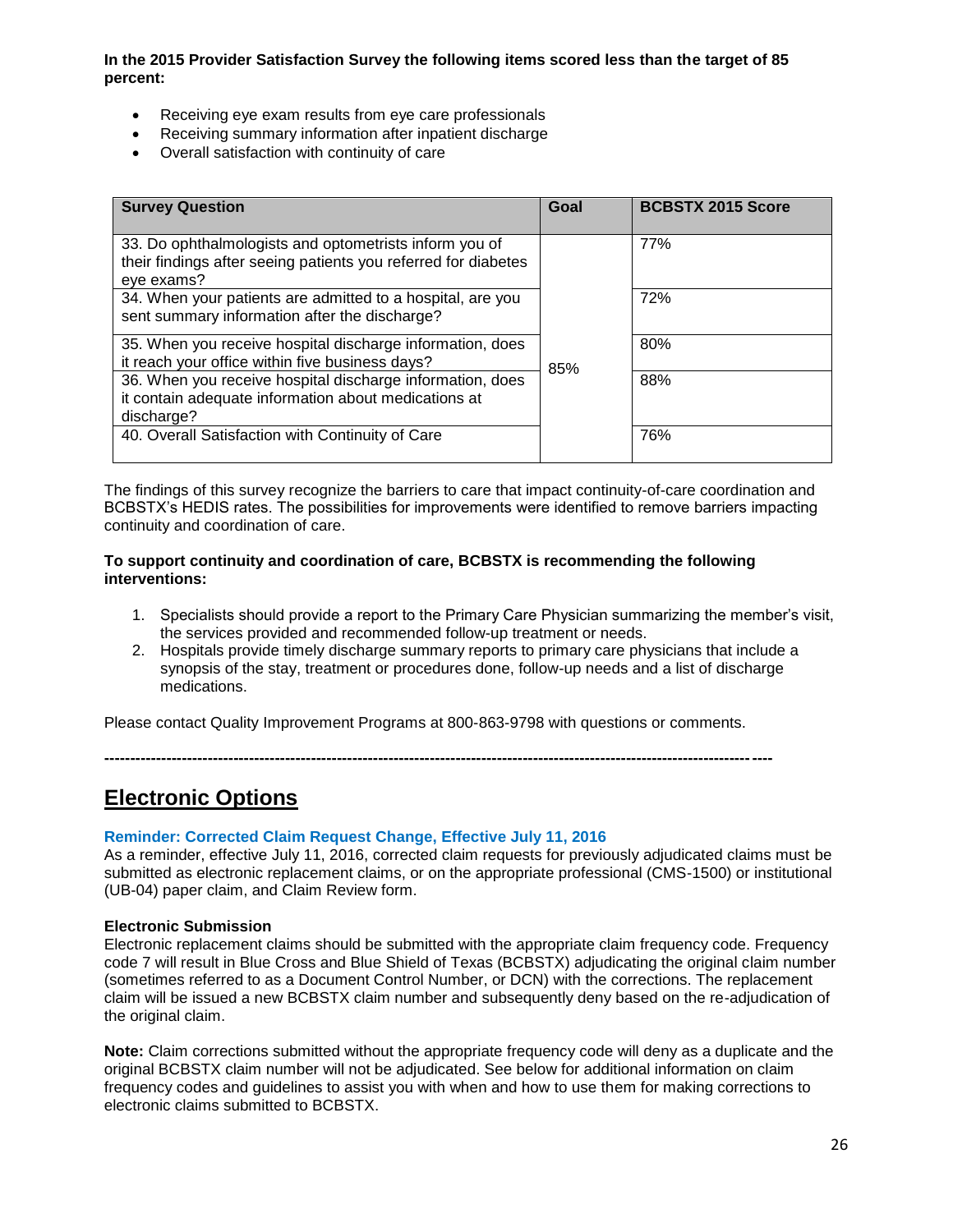**In the 2015 Provider Satisfaction Survey the following items scored less than the target of 85 percent:**

- Receiving eye exam results from eye care professionals
- Receiving summary information after inpatient discharge
- Overall satisfaction with continuity of care

| Survey Question | Goal | BCBSTX 2015 Score |
|---|---|---|
| 33. Do ophthalmologists and optometrists inform you of their findings after seeing patients you referred for diabetes eye exams? | 85% | 77% |
| 34. When your patients are admitted to a hospital, are you sent summary information after the discharge? | | 72% |
| 35. When you receive hospital discharge information, does it reach your office within five business days? | | 80% |
| 36. When you receive hospital discharge information, does it contain adequate information about medications at discharge? | | 88% |
| 40. Overall Satisfaction with Continuity of Care | | 76% |

The findings of this survey recognize the barriers to care that impact continuity-of-care coordination and BCBSTX's HEDIS rates. The possibilities for improvements were identified to remove barriers impacting continuity and coordination of care.

**To support continuity and coordination of care, BCBSTX is recommending the following interventions:**

1. Specialists should provide a report to the Primary Care Physician summarizing the member's visit, the services provided and recommended follow-up treatment or needs.
2. Hospitals provide timely discharge summary reports to primary care physicians that include a synopsis of the stay, treatment or procedures done, follow-up needs and a list of discharge medications.

Please contact Quality Improvement Programs at 800-863-9798 with questions or comments.

---

# Electronic Options

### Reminder: Corrected Claim Request Change, Effective July 11, 2016

As a reminder, effective July 11, 2016, corrected claim requests for previously adjudicated claims must be submitted as electronic replacement claims, or on the appropriate professional (CMS-1500) or institutional (UB-04) paper claim, and Claim Review form.

**Electronic Submission**

Electronic replacement claims should be submitted with the appropriate claim frequency code. Frequency code 7 will result in Blue Cross and Blue Shield of Texas (BCBSTX) adjudicating the original claim number (sometimes referred to as a Document Control Number, or DCN) with the corrections. The replacement claim will be issued a new BCBSTX claim number and subsequently deny based on the re-adjudication of the original claim.

**Note:** Claim corrections submitted without the appropriate frequency code will deny as a duplicate and the original BCBSTX claim number will not be adjudicated. See below for additional information on claim frequency codes and guidelines to assist you with when and how to use them for making corrections to electronic claims submitted to BCBSTX.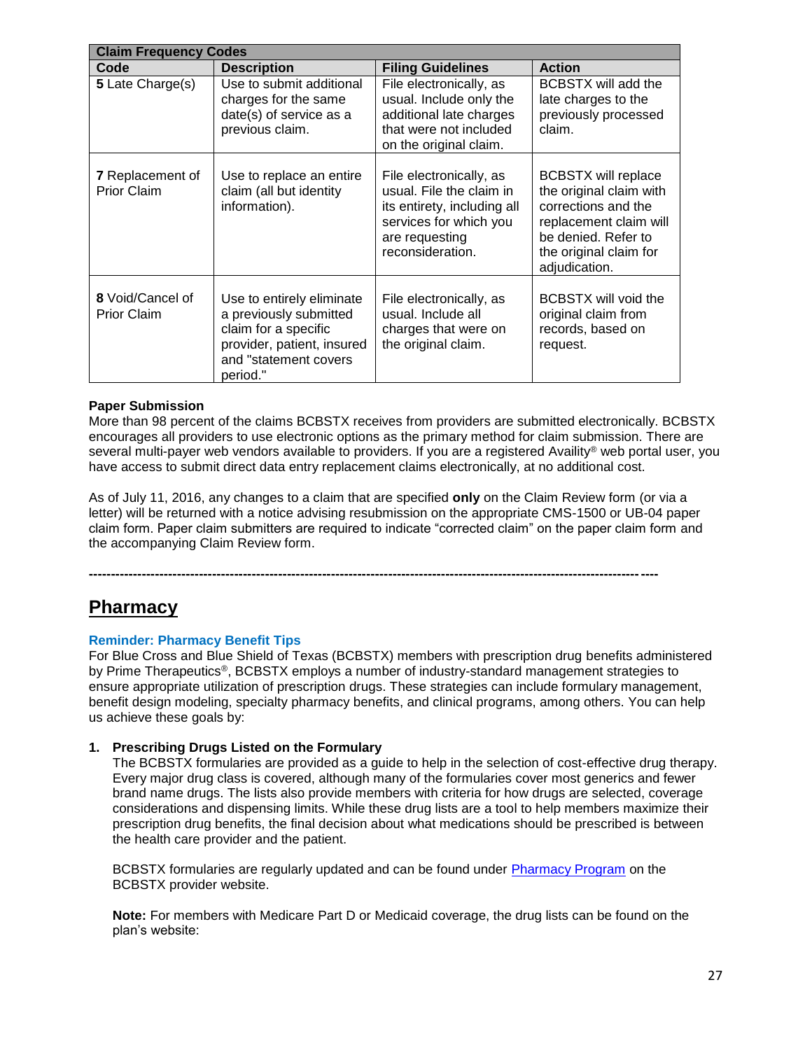| Claim Frequency Codes | | | |
|---|---|---|---|
| **Code** | **Description** | **Filing Guidelines** | **Action** |
| **5** Late Charge(s) | Use to submit additional charges for the same date(s) of service as a previous claim. | File electronically, as usual. Include only the additional late charges that were not included on the original claim. | BCBSTX will add the late charges to the previously processed claim. |
| **7** Replacement of Prior Claim | Use to replace an entire claim (all but identity information). | File electronically, as usual. File the claim in its entirety, including all services for which you are requesting reconsideration. | BCBSTX will replace the original claim with corrections and the replacement claim will be denied. Refer to the original claim for adjudication. |
| **8** Void/Cancel of Prior Claim | Use to entirely eliminate a previously submitted claim for a specific provider, patient, insured and "statement covers period." | File electronically, as usual. Include all charges that were on the original claim. | BCBSTX will void the original claim from records, based on request. |

**Paper Submission**

More than 98 percent of the claims BCBSTX receives from providers are submitted electronically. BCBSTX encourages all providers to use electronic options as the primary method for claim submission. There are several multi-payer web vendors available to providers. If you are a registered Availity® web portal user, you have access to submit direct data entry replacement claims electronically, at no additional cost.

As of July 11, 2016, any changes to a claim that are specified **only** on the Claim Review form (or via a letter) will be returned with a notice advising resubmission on the appropriate CMS-1500 or UB-04 paper claim form. Paper claim submitters are required to indicate "corrected claim" on the paper claim form and the accompanying Claim Review form.

----------------------------------------------------------------------------------------------------------------------------

## Pharmacy

### Reminder: Pharmacy Benefit Tips

For Blue Cross and Blue Shield of Texas (BCBSTX) members with prescription drug benefits administered by Prime Therapeutics®, BCBSTX employs a number of industry-standard management strategies to ensure appropriate utilization of prescription drugs. These strategies can include formulary management, benefit design modeling, specialty pharmacy benefits, and clinical programs, among others. You can help us achieve these goals by:

1. **Prescribing Drugs Listed on the Formulary**

   The BCBSTX formularies are provided as a guide to help in the selection of cost-effective drug therapy. Every major drug class is covered, although many of the formularies cover most generics and fewer brand name drugs. The lists also provide members with criteria for how drugs are selected, coverage considerations and dispensing limits. While these drug lists are a tool to help members maximize their prescription drug benefits, the final decision about what medications should be prescribed is between the health care provider and the patient.

   BCBSTX formularies are regularly updated and can be found under Pharmacy Program on the BCBSTX provider website.

   **Note:** For members with Medicare Part D or Medicaid coverage, the drug lists can be found on the plan's website: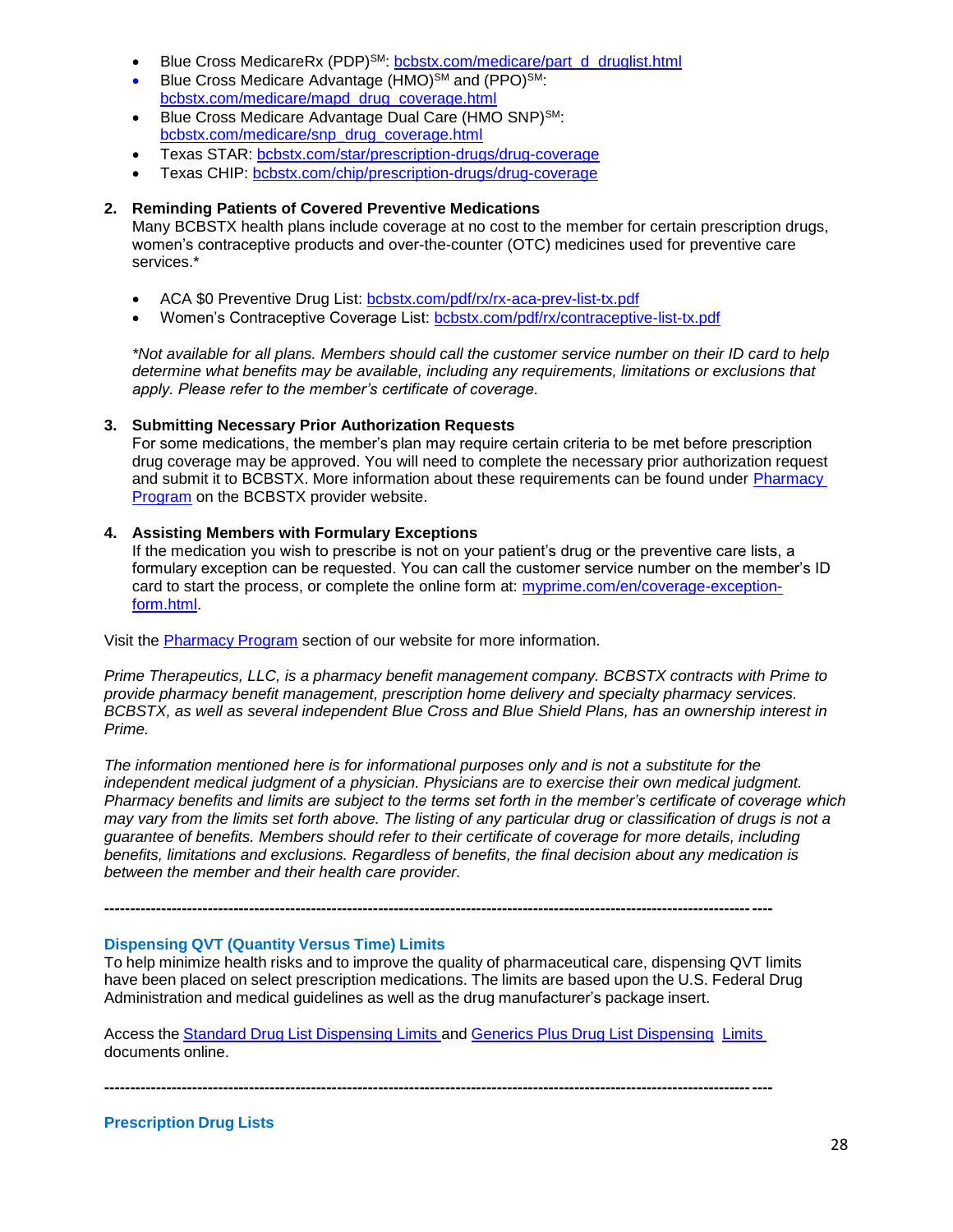- Blue Cross MedicareRx (PDP)SM: [bcbstx.com/medicare/part_d_druglist.html](bcbstx.com/medicare/part_d_druglist.html)
- Blue Cross Medicare Advantage (HMO)SM and (PPO)SM: [bcbstx.com/medicare/mapd_drug_coverage.html](bcbstx.com/medicare/mapd_drug_coverage.html)
- Blue Cross Medicare Advantage Dual Care (HMO SNP)SM: [bcbstx.com/medicare/snp_drug_coverage.html](bcbstx.com/medicare/snp_drug_coverage.html)
- Texas STAR: [bcbstx.com/star/prescription-drugs/drug-coverage](bcbstx.com/star/prescription-drugs/drug-coverage)
- Texas CHIP: [bcbstx.com/chip/prescription-drugs/drug-coverage](bcbstx.com/chip/prescription-drugs/drug-coverage)

2. **Reminding Patients of Covered Preventive Medications**
   Many BCBSTX health plans include coverage at no cost to the member for certain prescription drugs, women's contraceptive products and over-the-counter (OTC) medicines used for preventive care services.*

   - ACA $0 Preventive Drug List: [bcbstx.com/pdf/rx/rx-aca-prev-list-tx.pdf](bcbstx.com/pdf/rx/rx-aca-prev-list-tx.pdf)
   - Women's Contraceptive Coverage List: [bcbstx.com/pdf/rx/contraceptive-list-tx.pdf](bcbstx.com/pdf/rx/contraceptive-list-tx.pdf)

   *\*Not available for all plans. Members should call the customer service number on their ID card to help determine what benefits may be available, including any requirements, limitations or exclusions that apply. Please refer to the member's certificate of coverage.*

3. **Submitting Necessary Prior Authorization Requests**
   For some medications, the member's plan may require certain criteria to be met before prescription drug coverage may be approved. You will need to complete the necessary prior authorization request and submit it to BCBSTX. More information about these requirements can be found under Pharmacy Program on the BCBSTX provider website.

4. **Assisting Members with Formulary Exceptions**
   If the medication you wish to prescribe is not on your patient's drug or the preventive care lists, a formulary exception can be requested. You can call the customer service number on the member's ID card to start the process, or complete the online form at: [myprime.com/en/coverage-exception-form.html](myprime.com/en/coverage-exception-form.html).

Visit the Pharmacy Program section of our website for more information.

*Prime Therapeutics, LLC, is a pharmacy benefit management company. BCBSTX contracts with Prime to provide pharmacy benefit management, prescription home delivery and specialty pharmacy services. BCBSTX, as well as several independent Blue Cross and Blue Shield Plans, has an ownership interest in Prime.*

*The information mentioned here is for informational purposes only and is not a substitute for the independent medical judgment of a physician. Physicians are to exercise their own medical judgment. Pharmacy benefits and limits are subject to the terms set forth in the member's certificate of coverage which may vary from the limits set forth above. The listing of any particular drug or classification of drugs is not a guarantee of benefits. Members should refer to their certificate of coverage for more details, including benefits, limitations and exclusions. Regardless of benefits, the final decision about any medication is between the member and their health care provider.*

---

## Dispensing QVT (Quantity Versus Time) Limits

To help minimize health risks and to improve the quality of pharmaceutical care, dispensing QVT limits have been placed on select prescription medications. The limits are based upon the U.S. Federal Drug Administration and medical guidelines as well as the drug manufacturer's package insert.

Access the Standard Drug List Dispensing Limits and Generics Plus Drug List Dispensing Limits documents online.

---

## Prescription Drug Lists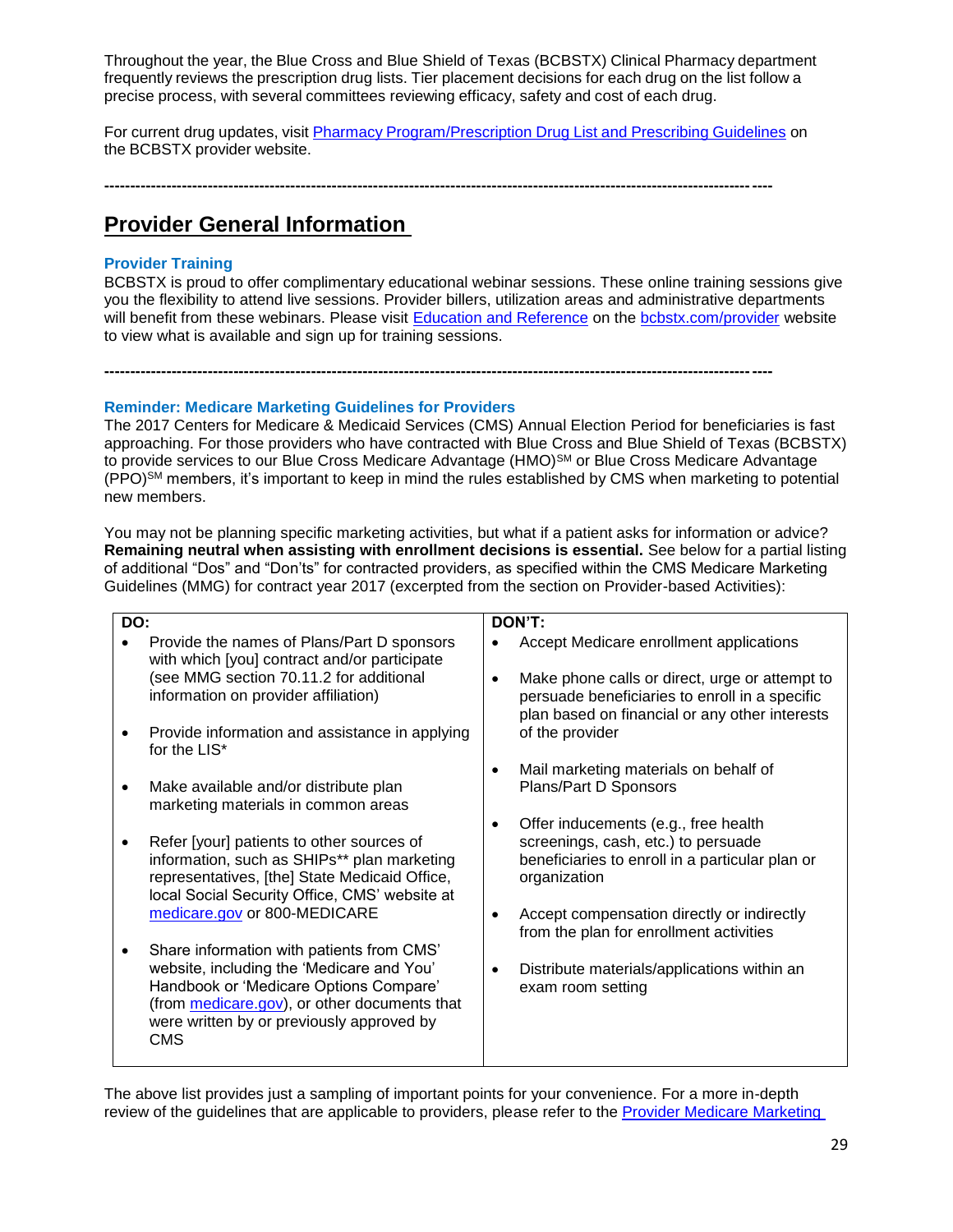Throughout the year, the Blue Cross and Blue Shield of Texas (BCBSTX) Clinical Pharmacy department frequently reviews the prescription drug lists. Tier placement decisions for each drug on the list follow a precise process, with several committees reviewing efficacy, safety and cost of each drug.

For current drug updates, visit [Pharmacy Program/Prescription Drug List and Prescribing Guidelines]() on the BCBSTX provider website.

---

# Provider General Information

### Provider Training

BCBSTX is proud to offer complimentary educational webinar sessions. These online training sessions give you the flexibility to attend live sessions. Provider billers, utilization areas and administrative departments will benefit from these webinars. Please visit [Education and Reference]() on the [bcbstx.com/provider]() website to view what is available and sign up for training sessions.

---

### Reminder: Medicare Marketing Guidelines for Providers

The 2017 Centers for Medicare & Medicaid Services (CMS) Annual Election Period for beneficiaries is fast approaching. For those providers who have contracted with Blue Cross and Blue Shield of Texas (BCBSTX) to provide services to our Blue Cross Medicare Advantage (HMO)SM or Blue Cross Medicare Advantage (PPO)SM members, it's important to keep in mind the rules established by CMS when marketing to potential new members.

You may not be planning specific marketing activities, but what if a patient asks for information or advice? **Remaining neutral when assisting with enrollment decisions is essential.** See below for a partial listing of additional "Dos" and "Don'ts" for contracted providers, as specified within the CMS Medicare Marketing Guidelines (MMG) for contract year 2017 (excerpted from the section on Provider-based Activities):

| DO: | DON'T: |
|---|---|
| • Provide the names of Plans/Part D sponsors with which [you] contract and/or participate (see MMG section 70.11.2 for additional information on provider affiliation)<br><br>• Provide information and assistance in applying for the LIS*<br><br>• Make available and/or distribute plan marketing materials in common areas<br><br>• Refer [your] patients to other sources of information, such as SHIPs** plan marketing representatives, [the] State Medicaid Office, local Social Security Office, CMS' website at [medicare.gov]() or 800-MEDICARE<br><br>• Share information with patients from CMS' website, including the 'Medicare and You' Handbook or 'Medicare Options Compare' (from [medicare.gov]()), or other documents that were written by or previously approved by CMS | • Accept Medicare enrollment applications<br><br>• Make phone calls or direct, urge or attempt to persuade beneficiaries to enroll in a specific plan based on financial or any other interests of the provider<br><br>• Mail marketing materials on behalf of Plans/Part D Sponsors<br><br>• Offer inducements (e.g., free health screenings, cash, etc.) to persuade beneficiaries to enroll in a particular plan or organization<br><br>• Accept compensation directly or indirectly from the plan for enrollment activities<br><br>• Distribute materials/applications within an exam room setting |

The above list provides just a sampling of important points for your convenience. For a more in-depth review of the guidelines that are applicable to providers, please refer to the [Provider Medicare Marketing]()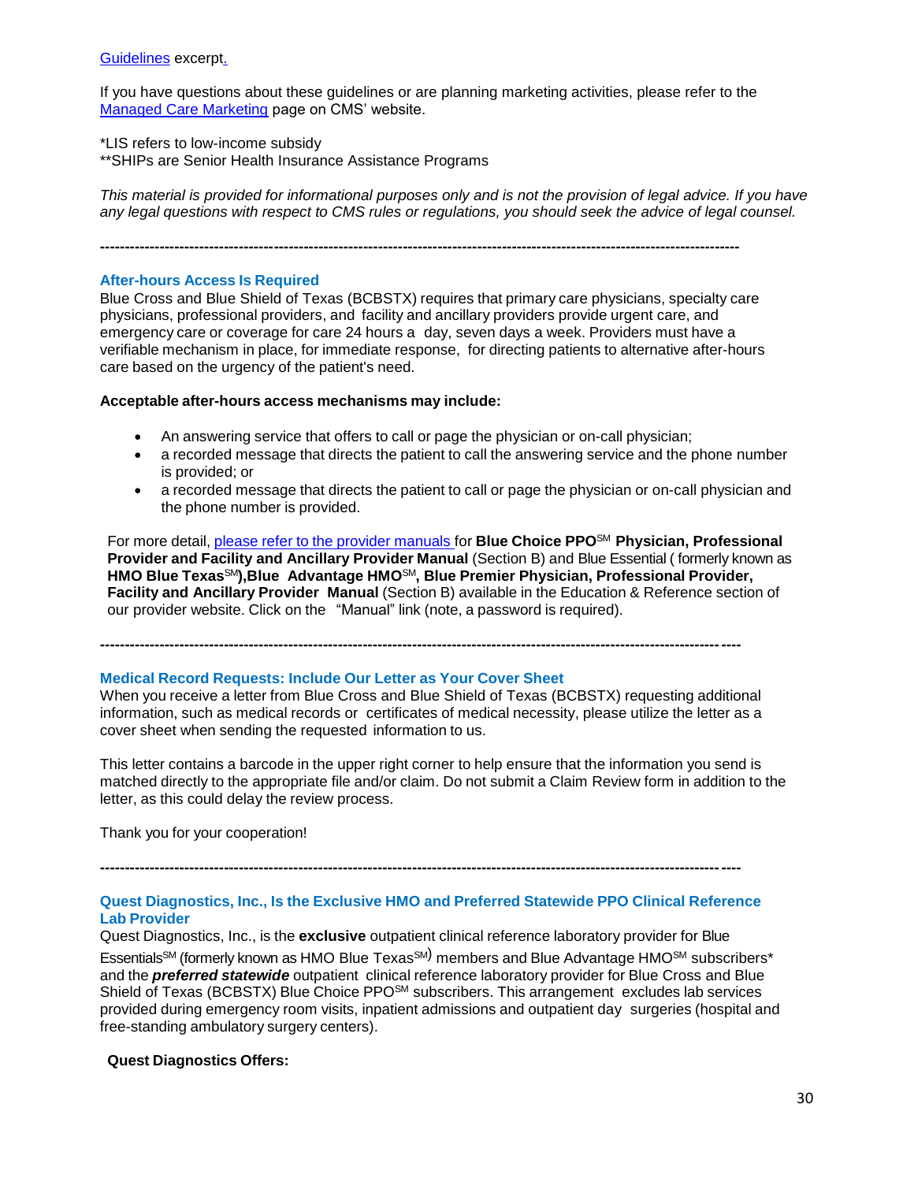Guidelines excerpt.

If you have questions about these guidelines or are planning marketing activities, please refer to the Managed Care Marketing page on CMS' website.

*LIS refers to low-income subsidy
**SHIPs are Senior Health Insurance Assistance Programs

*This material is provided for informational purposes only and is not the provision of legal advice. If you have any legal questions with respect to CMS rules or regulations, you should seek the advice of legal counsel.*

---

## After-hours Access Is Required

Blue Cross and Blue Shield of Texas (BCBSTX) requires that primary care physicians, specialty care physicians, professional providers, and facility and ancillary providers provide urgent care, and emergency care or coverage for care 24 hours a day, seven days a week. Providers must have a verifiable mechanism in place, for immediate response, for directing patients to alternative after-hours care based on the urgency of the patient's need.

**Acceptable after-hours access mechanisms may include:**

- An answering service that offers to call or page the physician or on-call physician;
- a recorded message that directs the patient to call the answering service and the phone number is provided; or
- a recorded message that directs the patient to call or page the physician or on-call physician and the phone number is provided.

For more detail, please refer to the provider manuals for **Blue Choice PPO℠ Physician, Professional Provider and Facility and Ancillary Provider Manual** (Section B) and Blue Essential ( formerly known as **HMO Blue Texas℠),Blue Advantage HMO℠, Blue Premier Physician, Professional Provider, Facility and Ancillary Provider Manual** (Section B) available in the Education & Reference section of our provider website. Click on the "Manual" link (note, a password is required).

---

## Medical Record Requests: Include Our Letter as Your Cover Sheet

When you receive a letter from Blue Cross and Blue Shield of Texas (BCBSTX) requesting additional information, such as medical records or certificates of medical necessity, please utilize the letter as a cover sheet when sending the requested information to us.

This letter contains a barcode in the upper right corner to help ensure that the information you send is matched directly to the appropriate file and/or claim. Do not submit a Claim Review form in addition to the letter, as this could delay the review process.

Thank you for your cooperation!

---

## Quest Diagnostics, Inc., Is the Exclusive HMO and Preferred Statewide PPO Clinical Reference Lab Provider

Quest Diagnostics, Inc., is the **exclusive** outpatient clinical reference laboratory provider for Blue Essentials℠ (formerly known as HMO Blue Texas℠) members and Blue Advantage HMO℠ subscribers* and the ***preferred statewide*** outpatient clinical reference laboratory provider for Blue Cross and Blue Shield of Texas (BCBSTX) Blue Choice PPO℠ subscribers. This arrangement excludes lab services provided during emergency room visits, inpatient admissions and outpatient day surgeries (hospital and free-standing ambulatory surgery centers).

**Quest Diagnostics Offers:**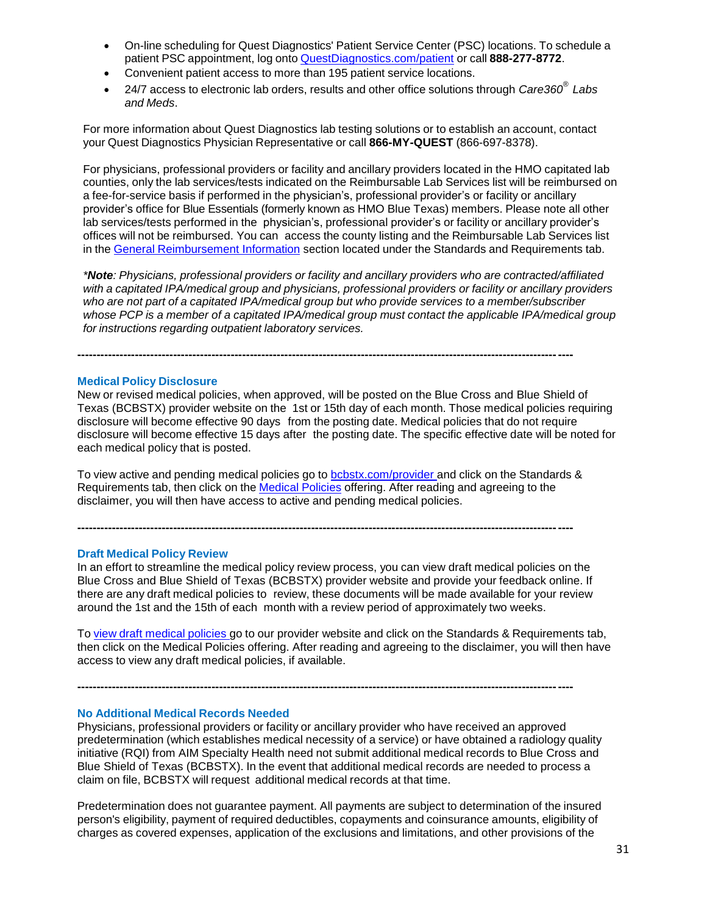- On-line scheduling for Quest Diagnostics' Patient Service Center (PSC) locations. To schedule a patient PSC appointment, log onto [QuestDiagnostics.com/patient](QuestDiagnostics.com/patient) or call **888-277-8772**.
- Convenient patient access to more than 195 patient service locations.
- 24/7 access to electronic lab orders, results and other office solutions through *Care360® Labs and Meds*.

For more information about Quest Diagnostics lab testing solutions or to establish an account, contact your Quest Diagnostics Physician Representative or call **866-MY-QUEST** (866-697-8378).

For physicians, professional providers or facility and ancillary providers located in the HMO capitated lab counties, only the lab services/tests indicated on the Reimbursable Lab Services list will be reimbursed on a fee-for-service basis if performed in the physician's, professional provider's or facility or ancillary provider's office for Blue Essentials (formerly known as HMO Blue Texas) members. Please note all other lab services/tests performed in the physician's, professional provider's or facility or ancillary provider's offices will not be reimbursed. You can access the county listing and the Reimbursable Lab Services list in the General Reimbursement Information section located under the Standards and Requirements tab.

****Note**: Physicians, professional providers or facility and ancillary providers who are contracted/affiliated with a capitated IPA/medical group and physicians, professional providers or facility or ancillary providers who are not part of a capitated IPA/medical group but who provide services to a member/subscriber whose PCP is a member of a capitated IPA/medical group must contact the applicable IPA/medical group for instructions regarding outpatient laboratory services.*

---

### Medical Policy Disclosure

New or revised medical policies, when approved, will be posted on the Blue Cross and Blue Shield of Texas (BCBSTX) provider website on the 1st or 15th day of each month. Those medical policies requiring disclosure will become effective 90 days from the posting date. Medical policies that do not require disclosure will become effective 15 days after the posting date. The specific effective date will be noted for each medical policy that is posted.

To view active and pending medical policies go to [bcbstx.com/provider](bcbstx.com/provider) and click on the Standards & Requirements tab, then click on the Medical Policies offering. After reading and agreeing to the disclaimer, you will then have access to active and pending medical policies.

---

### Draft Medical Policy Review

In an effort to streamline the medical policy review process, you can view draft medical policies on the Blue Cross and Blue Shield of Texas (BCBSTX) provider website and provide your feedback online. If there are any draft medical policies to review, these documents will be made available for your review around the 1st and the 15th of each month with a review period of approximately two weeks.

To view draft medical policies go to our provider website and click on the Standards & Requirements tab, then click on the Medical Policies offering. After reading and agreeing to the disclaimer, you will then have access to view any draft medical policies, if available.

---

### No Additional Medical Records Needed

Physicians, professional providers or facility or ancillary provider who have received an approved predetermination (which establishes medical necessity of a service) or have obtained a radiology quality initiative (RQI) from AIM Specialty Health need not submit additional medical records to Blue Cross and Blue Shield of Texas (BCBSTX). In the event that additional medical records are needed to process a claim on file, BCBSTX will request additional medical records at that time.

Predetermination does not guarantee payment. All payments are subject to determination of the insured person's eligibility, payment of required deductibles, copayments and coinsurance amounts, eligibility of charges as covered expenses, application of the exclusions and limitations, and other provisions of the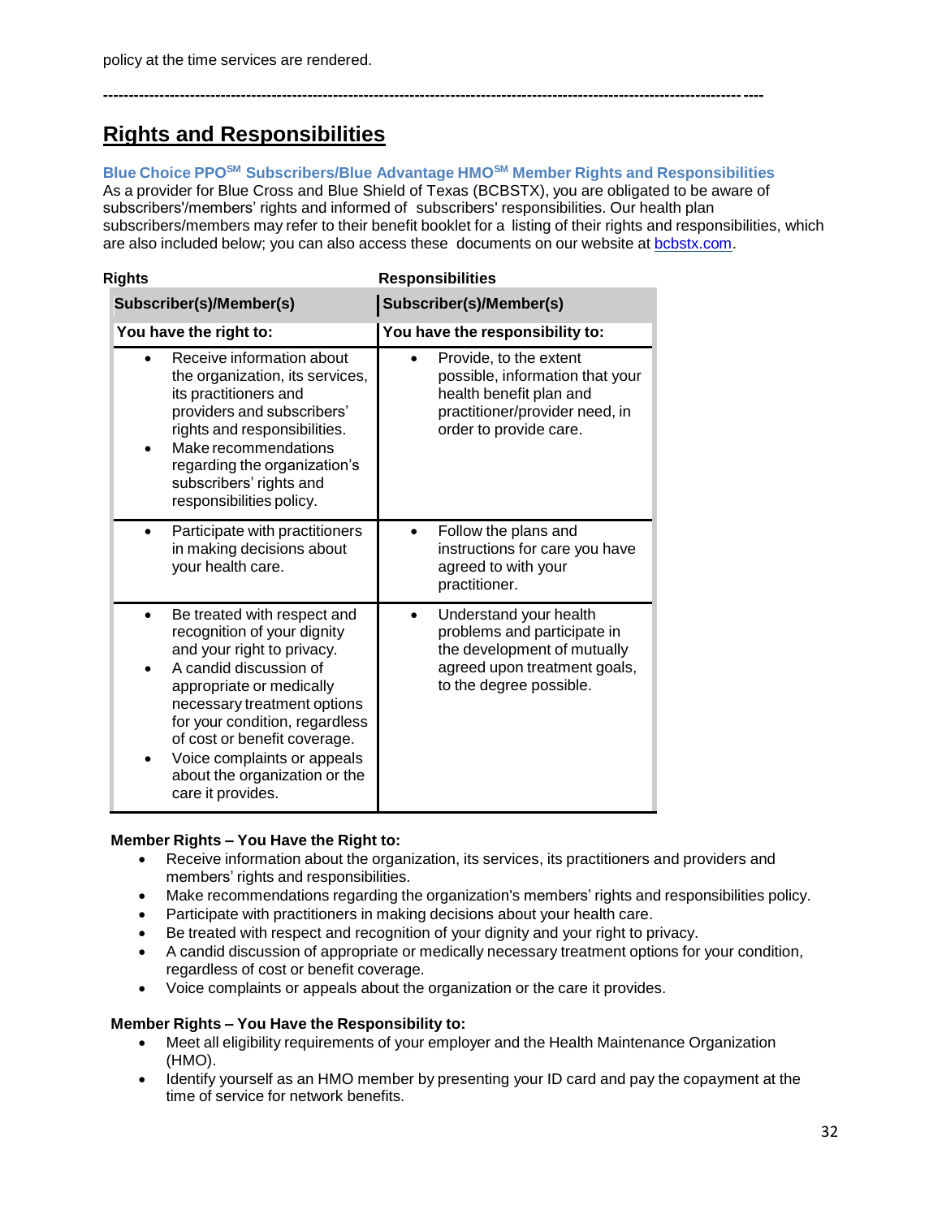policy at the time services are rendered.

---

## Rights and Responsibilities

### Blue Choice PPO℠ Subscribers/Blue Advantage HMO℠ Member Rights and Responsibilities

As a provider for Blue Cross and Blue Shield of Texas (BCBSTX), you are obligated to be aware of subscribers'/members' rights and informed of subscribers' responsibilities. Our health plan subscribers/members may refer to their benefit booklet for a listing of their rights and responsibilities, which are also included below; you can also access these documents on our website at [bcbstx.com](bcbstx.com).

| Rights | Responsibilities |
| --- | --- |
| **Subscriber(s)/Member(s)** | **Subscriber(s)/Member(s)** |
| **You have the right to:** | **You have the responsibility to:** |
| • Receive information about the organization, its services, its practitioners and providers and subscribers' rights and responsibilities.<br>• Make recommendations regarding the organization's subscribers' rights and responsibilities policy. | • Provide, to the extent possible, information that your health benefit plan and practitioner/provider need, in order to provide care. |
| • Participate with practitioners in making decisions about your health care. | • Follow the plans and instructions for care you have agreed to with your practitioner. |
| • Be treated with respect and recognition of your dignity and your right to privacy.<br>• A candid discussion of appropriate or medically necessary treatment options for your condition, regardless of cost or benefit coverage.<br>• Voice complaints or appeals about the organization or the care it provides. | • Understand your health problems and participate in the development of mutually agreed upon treatment goals, to the degree possible. |

**Member Rights – You Have the Right to:**

- Receive information about the organization, its services, its practitioners and providers and members' rights and responsibilities.
- Make recommendations regarding the organization's members' rights and responsibilities policy.
- Participate with practitioners in making decisions about your health care.
- Be treated with respect and recognition of your dignity and your right to privacy.
- A candid discussion of appropriate or medically necessary treatment options for your condition, regardless of cost or benefit coverage.
- Voice complaints or appeals about the organization or the care it provides.

**Member Rights – You Have the Responsibility to:**

- Meet all eligibility requirements of your employer and the Health Maintenance Organization (HMO).
- Identify yourself as an HMO member by presenting your ID card and pay the copayment at the time of service for network benefits.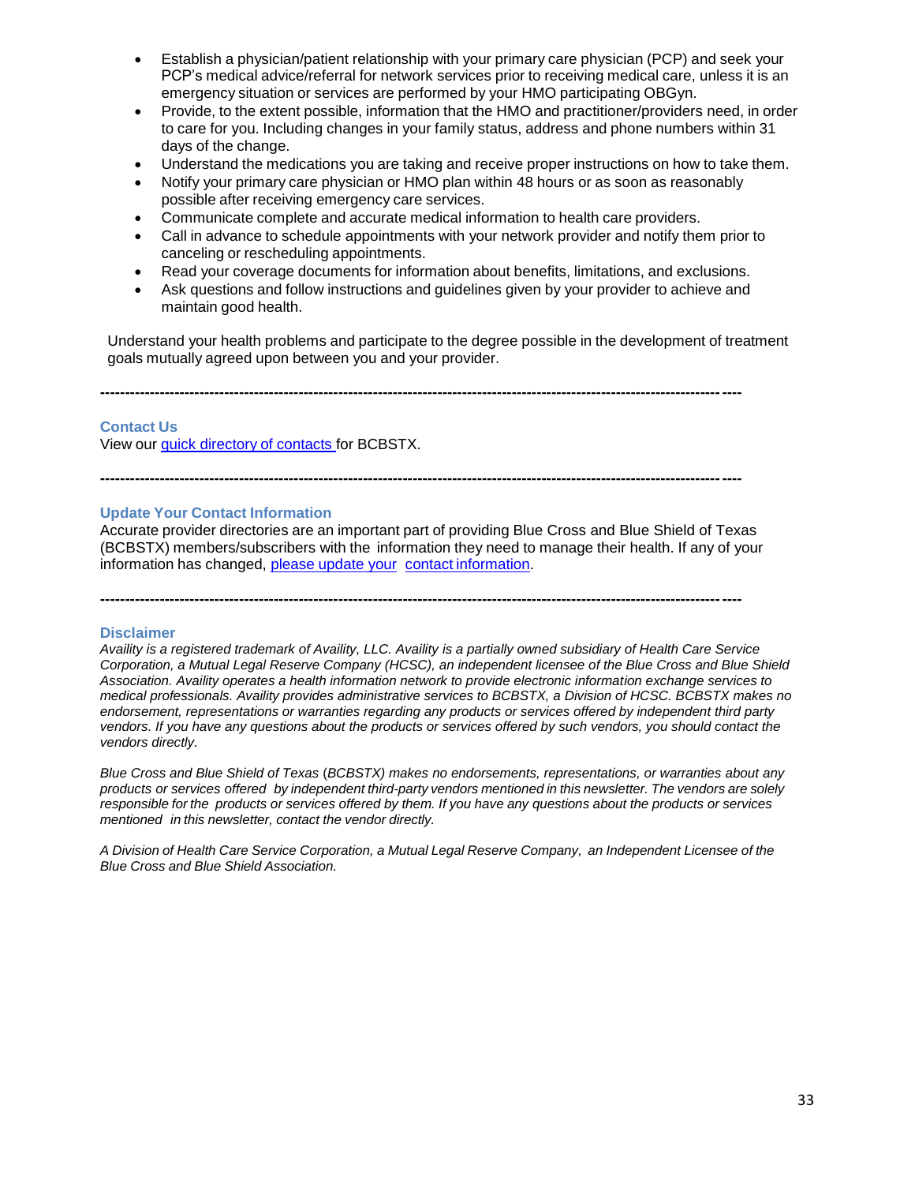- Establish a physician/patient relationship with your primary care physician (PCP) and seek your PCP's medical advice/referral for network services prior to receiving medical care, unless it is an emergency situation or services are performed by your HMO participating OBGyn.
- Provide, to the extent possible, information that the HMO and practitioner/providers need, in order to care for you. Including changes in your family status, address and phone numbers within 31 days of the change.
- Understand the medications you are taking and receive proper instructions on how to take them.
- Notify your primary care physician or HMO plan within 48 hours or as soon as reasonably possible after receiving emergency care services.
- Communicate complete and accurate medical information to health care providers.
- Call in advance to schedule appointments with your network provider and notify them prior to canceling or rescheduling appointments.
- Read your coverage documents for information about benefits, limitations, and exclusions.
- Ask questions and follow instructions and guidelines given by your provider to achieve and maintain good health.

Understand your health problems and participate to the degree possible in the development of treatment goals mutually agreed upon between you and your provider.

---

### Contact Us

View our quick directory of contacts for BCBSTX.

---

### Update Your Contact Information

Accurate provider directories are an important part of providing Blue Cross and Blue Shield of Texas (BCBSTX) members/subscribers with the information they need to manage their health. If any of your information has changed, please update your contact information.

---

### Disclaimer

*Availity is a registered trademark of Availity, LLC. Availity is a partially owned subsidiary of Health Care Service Corporation, a Mutual Legal Reserve Company (HCSC), an independent licensee of the Blue Cross and Blue Shield Association. Availity operates a health information network to provide electronic information exchange services to medical professionals. Availity provides administrative services to BCBSTX, a Division of HCSC. BCBSTX makes no endorsement, representations or warranties regarding any products or services offered by independent third party vendors. If you have any questions about the products or services offered by such vendors, you should contact the vendors directly.*

*Blue Cross and Blue Shield of Texas (BCBSTX) makes no endorsements, representations, or warranties about any products or services offered by independent third-party vendors mentioned in this newsletter. The vendors are solely responsible for the products or services offered by them. If you have any questions about the products or services mentioned in this newsletter, contact the vendor directly.*

*A Division of Health Care Service Corporation, a Mutual Legal Reserve Company, an Independent Licensee of the Blue Cross and Blue Shield Association.*